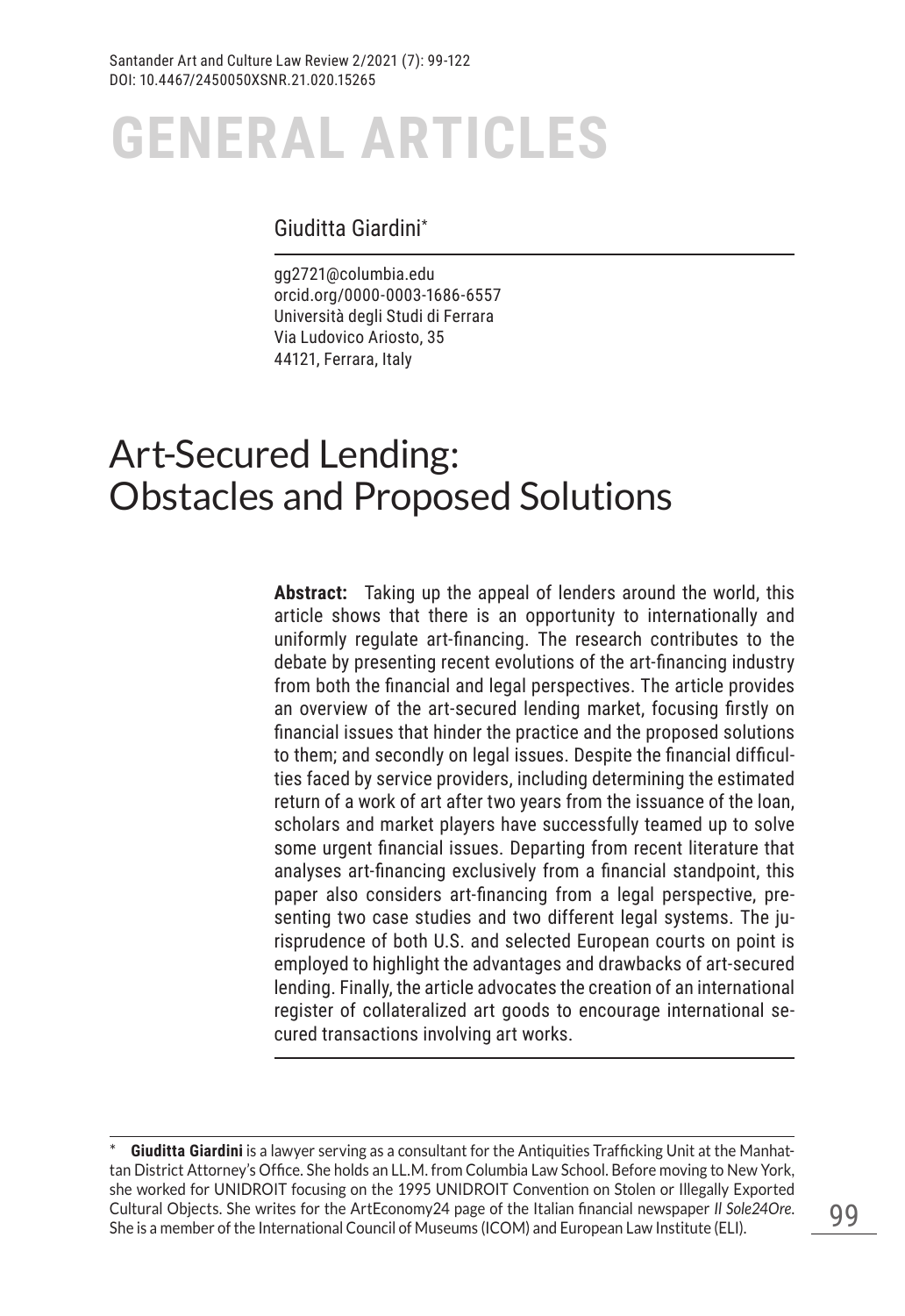# GENERAL ARTICLES

Giuditta Giardini*

gg2721@columbia.edu
orcid.org/0000-0003-1686-6557
Università degli Studi di Ferrara
Via Ludovico Ariosto, 35
44121, Ferrara, Italy

# Art-Secured Lending: Obstacles and Proposed Solutions

**Abstract:** Taking up the appeal of lenders around the world, this article shows that there is an opportunity to internationally and uniformly regulate art-financing. The research contributes to the debate by presenting recent evolutions of the art-financing industry from both the financial and legal perspectives. The article provides an overview of the art-secured lending market, focusing firstly on financial issues that hinder the practice and the proposed solutions to them; and secondly on legal issues. Despite the financial difficulties faced by service providers, including determining the estimated return of a work of art after two years from the issuance of the loan, scholars and market players have successfully teamed up to solve some urgent financial issues. Departing from recent literature that analyses art-financing exclusively from a financial standpoint, this paper also considers art-financing from a legal perspective, presenting two case studies and two different legal systems. The jurisprudence of both U.S. and selected European courts on point is employed to highlight the advantages and drawbacks of art-secured lending. Finally, the article advocates the creation of an international register of collateralized art goods to encourage international secured transactions involving art works.

---

\* **Giuditta Giardini** is a lawyer serving as a consultant for the Antiquities Trafficking Unit at the Manhattan District Attorney's Office. She holds an LL.M. from Columbia Law School. Before moving to New York, she worked for UNIDROIT focusing on the 1995 UNIDROIT Convention on Stolen or Illegally Exported Cultural Objects. She writes for the ArtEconomy24 page of the Italian financial newspaper *Il Sole24Ore*. She is a member of the International Council of Museums (ICOM) and European Law Institute (ELI).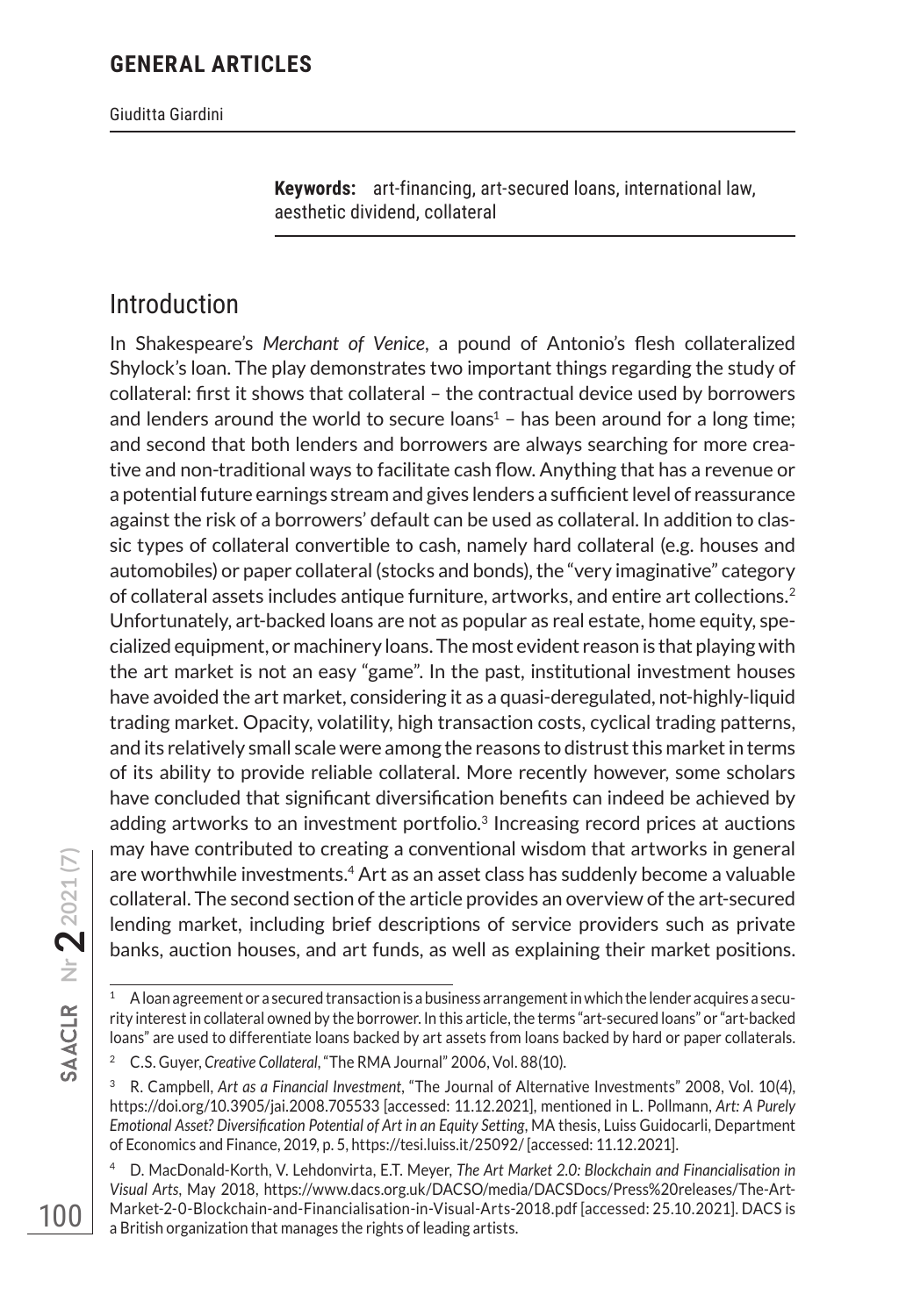**Keywords:** art-financing, art-secured loans, international law, aesthetic dividend, collateral

## Introduction

In Shakespeare's *Merchant of Venice*, a pound of Antonio's flesh collateralized Shylock's loan. The play demonstrates two important things regarding the study of collateral: first it shows that collateral – the contractual device used by borrowers and lenders around the world to secure loans[1] – has been around for a long time; and second that both lenders and borrowers are always searching for more creative and non-traditional ways to facilitate cash flow. Anything that has a revenue or a potential future earnings stream and gives lenders a sufficient level of reassurance against the risk of a borrowers' default can be used as collateral. In addition to classic types of collateral convertible to cash, namely hard collateral (e.g. houses and automobiles) or paper collateral (stocks and bonds), the "very imaginative" category of collateral assets includes antique furniture, artworks, and entire art collections.[2] Unfortunately, art-backed loans are not as popular as real estate, home equity, specialized equipment, or machinery loans. The most evident reason is that playing with the art market is not an easy "game". In the past, institutional investment houses have avoided the art market, considering it as a quasi-deregulated, not-highly-liquid trading market. Opacity, volatility, high transaction costs, cyclical trading patterns, and its relatively small scale were among the reasons to distrust this market in terms of its ability to provide reliable collateral. More recently however, some scholars have concluded that significant diversification benefits can indeed be achieved by adding artworks to an investment portfolio.[3] Increasing record prices at auctions may have contributed to creating a conventional wisdom that artworks in general are worthwhile investments.[4] Art as an asset class has suddenly become a valuable collateral. The second section of the article provides an overview of the art-secured lending market, including brief descriptions of service providers such as private banks, auction houses, and art funds, as well as explaining their market positions.

---

[1] A loan agreement or a secured transaction is a business arrangement in which the lender acquires a security interest in collateral owned by the borrower. In this article, the terms "art-secured loans" or "art-backed loans" are used to differentiate loans backed by art assets from loans backed by hard or paper collaterals.

[2] C.S. Guyer, *Creative Collateral*, "The RMA Journal" 2006, Vol. 88(10).

[3] R. Campbell, *Art as a Financial Investment*, "The Journal of Alternative Investments" 2008, Vol. 10(4), https://doi.org/10.3905/jai.2008.705533 [accessed: 11.12.2021], mentioned in L. Pollmann, *Art: A Purely Emotional Asset? Diversification Potential of Art in an Equity Setting*, MA thesis, Luiss Guidocarli, Department of Economics and Finance, 2019, p. 5, https://tesi.luiss.it/25092/ [accessed: 11.12.2021].

[4] D. MacDonald-Korth, V. Lehdonvirta, E.T. Meyer, *The Art Market 2.0: Blockchain and Financialisation in Visual Arts*, May 2018, https://www.dacs.org.uk/DACSO/media/DACSDocs/Press%20releases/The-Art-Market-2-0-Blockchain-and-Financialisation-in-Visual-Arts-2018.pdf [accessed: 25.10.2021]. DACS is a British organization that manages the rights of leading artists.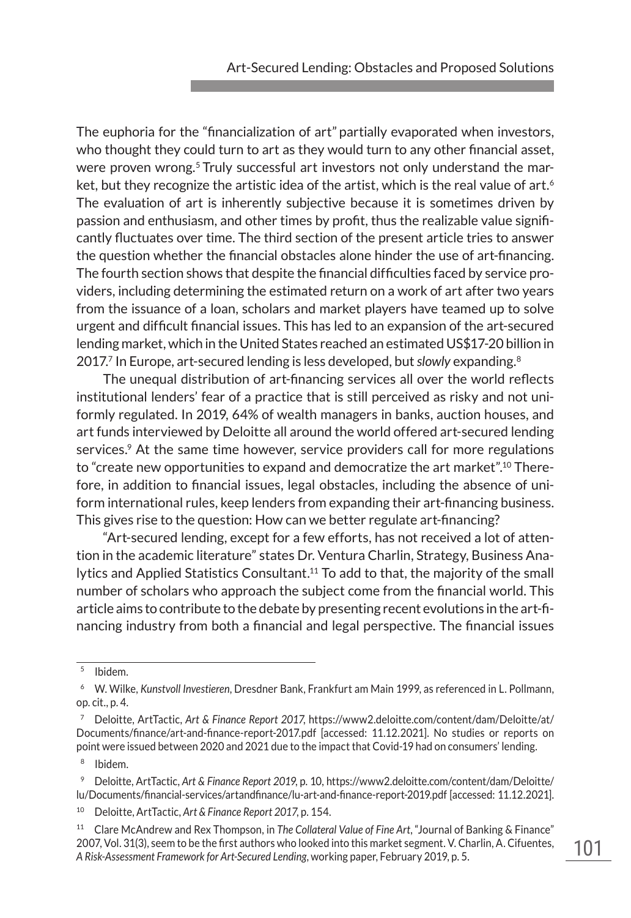The euphoria for the "financialization of art" partially evaporated when investors, who thought they could turn to art as they would turn to any other financial asset, were proven wrong.[5] Truly successful art investors not only understand the market, but they recognize the artistic idea of the artist, which is the real value of art.[6] The evaluation of art is inherently subjective because it is sometimes driven by passion and enthusiasm, and other times by profit, thus the realizable value significantly fluctuates over time. The third section of the present article tries to answer the question whether the financial obstacles alone hinder the use of art-financing. The fourth section shows that despite the financial difficulties faced by service providers, including determining the estimated return on a work of art after two years from the issuance of a loan, scholars and market players have teamed up to solve urgent and difficult financial issues. This has led to an expansion of the art-secured lending market, which in the United States reached an estimated US$17-20 billion in 2017.[7] In Europe, art-secured lending is less developed, but *slowly* expanding.[8]

The unequal distribution of art-financing services all over the world reflects institutional lenders' fear of a practice that is still perceived as risky and not uniformly regulated. In 2019, 64% of wealth managers in banks, auction houses, and art funds interviewed by Deloitte all around the world offered art-secured lending services.[9] At the same time however, service providers call for more regulations to "create new opportunities to expand and democratize the art market".[10] Therefore, in addition to financial issues, legal obstacles, including the absence of uniform international rules, keep lenders from expanding their art-financing business. This gives rise to the question: How can we better regulate art-financing?

"Art-secured lending, except for a few efforts, has not received a lot of attention in the academic literature" states Dr. Ventura Charlin, Strategy, Business Analytics and Applied Statistics Consultant.[11] To add to that, the majority of the small number of scholars who approach the subject come from the financial world. This article aims to contribute to the debate by presenting recent evolutions in the art-financing industry from both a financial and legal perspective. The financial issues

---

[5] Ibidem.

[6] W. Wilke, *Kunstvoll Investieren*, Dresdner Bank, Frankfurt am Main 1999, as referenced in L. Pollmann, op. cit., p. 4.

[7] Deloitte, ArtTactic, *Art & Finance Report 2017*, https://www2.deloitte.com/content/dam/Deloitte/at/Documents/finance/art-and-finance-report-2017.pdf [accessed: 11.12.2021]. No studies or reports on point were issued between 2020 and 2021 due to the impact that Covid-19 had on consumers' lending.

[8] Ibidem.

[9] Deloitte, ArtTactic, *Art & Finance Report 2019*, p. 10, https://www2.deloitte.com/content/dam/Deloitte/lu/Documents/financial-services/artandfinance/lu-art-and-finance-report-2019.pdf [accessed: 11.12.2021].

[10] Deloitte, ArtTactic, *Art & Finance Report 2017*, p. 154.

[11] Clare McAndrew and Rex Thompson, in *The Collateral Value of Fine Art*, "Journal of Banking & Finance" 2007, Vol. 31(3), seem to be the first authors who looked into this market segment. V. Charlin, A. Cifuentes, *A Risk-Assessment Framework for Art-Secured Lending*, working paper, February 2019, p. 5.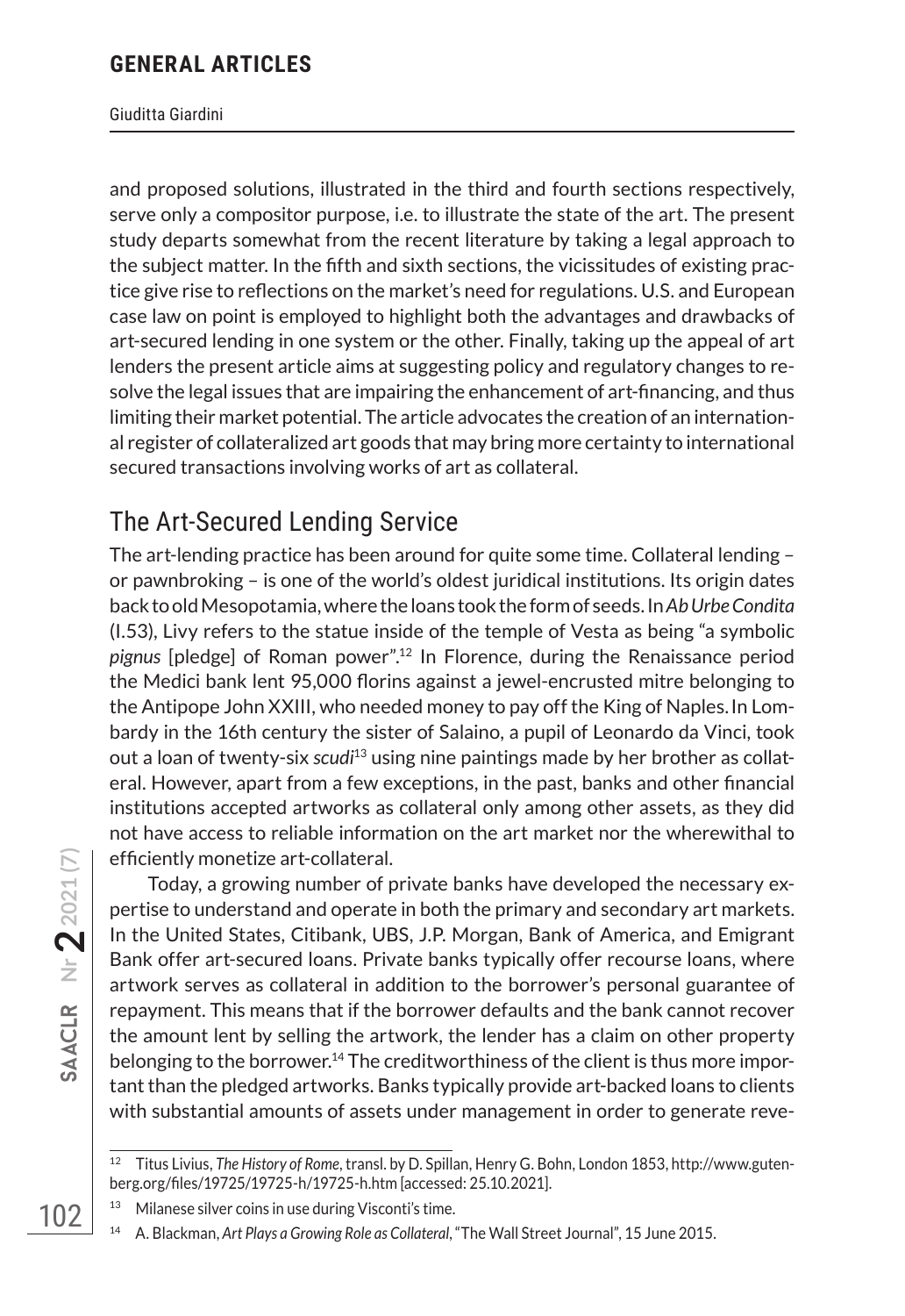and proposed solutions, illustrated in the third and fourth sections respectively, serve only a compositor purpose, i.e. to illustrate the state of the art. The present study departs somewhat from the recent literature by taking a legal approach to the subject matter. In the fifth and sixth sections, the vicissitudes of existing practice give rise to reflections on the market's need for regulations. U.S. and European case law on point is employed to highlight both the advantages and drawbacks of art-secured lending in one system or the other. Finally, taking up the appeal of art lenders the present article aims at suggesting policy and regulatory changes to resolve the legal issues that are impairing the enhancement of art-financing, and thus limiting their market potential. The article advocates the creation of an international register of collateralized art goods that may bring more certainty to international secured transactions involving works of art as collateral.

## The Art-Secured Lending Service

The art-lending practice has been around for quite some time. Collateral lending – or pawnbroking – is one of the world's oldest juridical institutions. Its origin dates back to old Mesopotamia, where the loans took the form of seeds. In *Ab Urbe Condita* (I.53), Livy refers to the statue inside of the temple of Vesta as being "a symbolic *pignus* [pledge] of Roman power".[12] In Florence, during the Renaissance period the Medici bank lent 95,000 florins against a jewel-encrusted mitre belonging to the Antipope John XXIII, who needed money to pay off the King of Naples. In Lombardy in the 16th century the sister of Salaino, a pupil of Leonardo da Vinci, took out a loan of twenty-six *scudi*[13] using nine paintings made by her brother as collateral. However, apart from a few exceptions, in the past, banks and other financial institutions accepted artworks as collateral only among other assets, as they did not have access to reliable information on the art market nor the wherewithal to efficiently monetize art-collateral.

Today, a growing number of private banks have developed the necessary expertise to understand and operate in both the primary and secondary art markets. In the United States, Citibank, UBS, J.P. Morgan, Bank of America, and Emigrant Bank offer art-secured loans. Private banks typically offer recourse loans, where artwork serves as collateral in addition to the borrower's personal guarantee of repayment. This means that if the borrower defaults and the bank cannot recover the amount lent by selling the artwork, the lender has a claim on other property belonging to the borrower.[14] The creditworthiness of the client is thus more important than the pledged artworks. Banks typically provide art-backed loans to clients with substantial amounts of assets under management in order to generate reve-

---

[12] Titus Livius, *The History of Rome*, transl. by D. Spillan, Henry G. Bohn, London 1853, http://www.gutenberg.org/files/19725/19725-h/19725-h.htm [accessed: 25.10.2021].

[13] Milanese silver coins in use during Visconti's time.

[14] A. Blackman, *Art Plays a Growing Role as Collateral*, "The Wall Street Journal", 15 June 2015.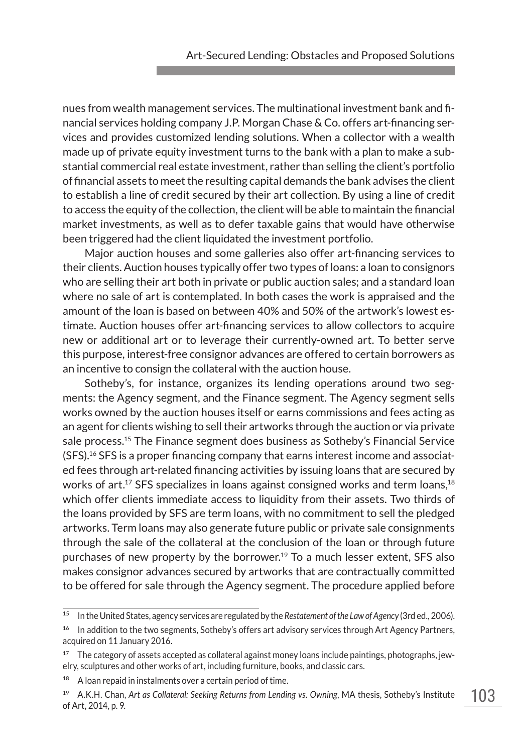nues from wealth management services. The multinational investment bank and financial services holding company J.P. Morgan Chase & Co. offers art-financing services and provides customized lending solutions. When a collector with a wealth made up of private equity investment turns to the bank with a plan to make a substantial commercial real estate investment, rather than selling the client's portfolio of financial assets to meet the resulting capital demands the bank advises the client to establish a line of credit secured by their art collection. By using a line of credit to access the equity of the collection, the client will be able to maintain the financial market investments, as well as to defer taxable gains that would have otherwise been triggered had the client liquidated the investment portfolio.

Major auction houses and some galleries also offer art-financing services to their clients. Auction houses typically offer two types of loans: a loan to consignors who are selling their art both in private or public auction sales; and a standard loan where no sale of art is contemplated. In both cases the work is appraised and the amount of the loan is based on between 40% and 50% of the artwork's lowest estimate. Auction houses offer art-financing services to allow collectors to acquire new or additional art or to leverage their currently-owned art. To better serve this purpose, interest-free consignor advances are offered to certain borrowers as an incentive to consign the collateral with the auction house.

Sotheby's, for instance, organizes its lending operations around two segments: the Agency segment, and the Finance segment. The Agency segment sells works owned by the auction houses itself or earns commissions and fees acting as an agent for clients wishing to sell their artworks through the auction or via private sale process.[15] The Finance segment does business as Sotheby's Financial Service (SFS).[16] SFS is a proper financing company that earns interest income and associated fees through art-related financing activities by issuing loans that are secured by works of art.[17] SFS specializes in loans against consigned works and term loans,[18] which offer clients immediate access to liquidity from their assets. Two thirds of the loans provided by SFS are term loans, with no commitment to sell the pledged artworks. Term loans may also generate future public or private sale consignments through the sale of the collateral at the conclusion of the loan or through future purchases of new property by the borrower.[19] To a much lesser extent, SFS also makes consignor advances secured by artworks that are contractually committed to be offered for sale through the Agency segment. The procedure applied before

---

[15] In the United States, agency services are regulated by the *Restatement of the Law of Agency* (3rd ed., 2006).

[16] In addition to the two segments, Sotheby's offers art advisory services through Art Agency Partners, acquired on 11 January 2016.

[17] The category of assets accepted as collateral against money loans include paintings, photographs, jewelry, sculptures and other works of art, including furniture, books, and classic cars.

[18] A loan repaid in instalments over a certain period of time.

[19] A.K.H. Chan, *Art as Collateral: Seeking Returns from Lending vs. Owning*, MA thesis, Sotheby's Institute of Art, 2014, p. 9.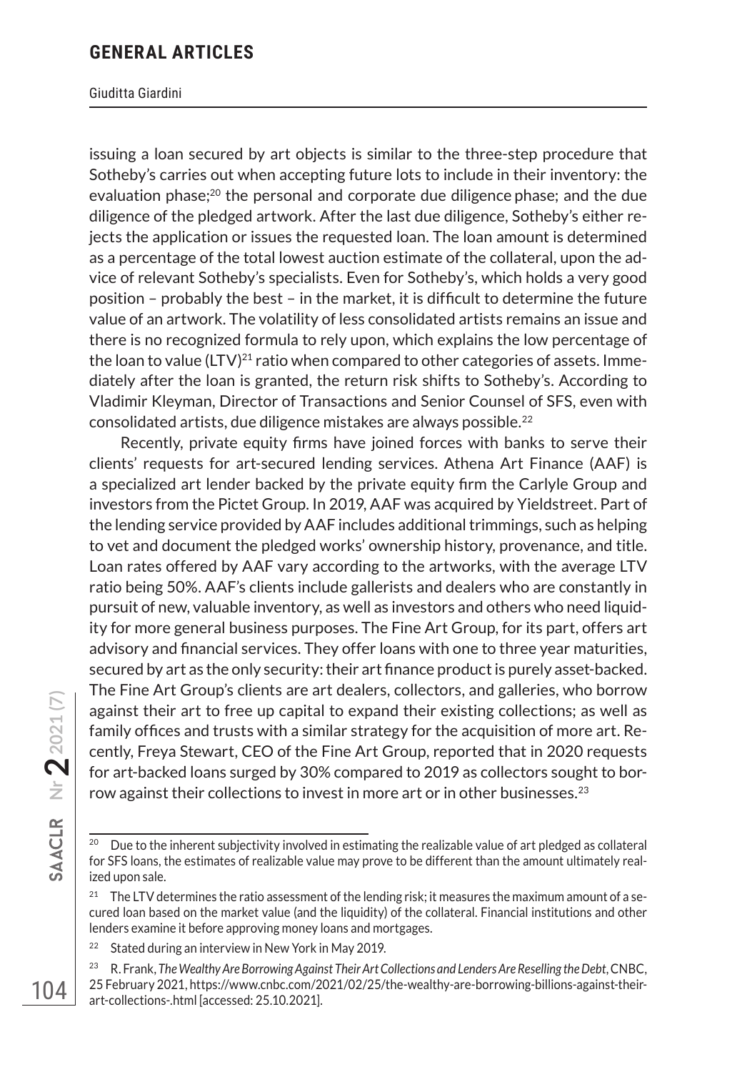issuing a loan secured by art objects is similar to the three-step procedure that Sotheby's carries out when accepting future lots to include in their inventory: the evaluation phase;[20] the personal and corporate due diligence phase; and the due diligence of the pledged artwork. After the last due diligence, Sotheby's either rejects the application or issues the requested loan. The loan amount is determined as a percentage of the total lowest auction estimate of the collateral, upon the advice of relevant Sotheby's specialists. Even for Sotheby's, which holds a very good position – probably the best – in the market, it is difficult to determine the future value of an artwork. The volatility of less consolidated artists remains an issue and there is no recognized formula to rely upon, which explains the low percentage of the loan to value (LTV)[21] ratio when compared to other categories of assets. Immediately after the loan is granted, the return risk shifts to Sotheby's. According to Vladimir Kleyman, Director of Transactions and Senior Counsel of SFS, even with consolidated artists, due diligence mistakes are always possible.[22]

Recently, private equity firms have joined forces with banks to serve their clients' requests for art-secured lending services. Athena Art Finance (AAF) is a specialized art lender backed by the private equity firm the Carlyle Group and investors from the Pictet Group. In 2019, AAF was acquired by Yieldstreet. Part of the lending service provided by AAF includes additional trimmings, such as helping to vet and document the pledged works' ownership history, provenance, and title. Loan rates offered by AAF vary according to the artworks, with the average LTV ratio being 50%. AAF's clients include gallerists and dealers who are constantly in pursuit of new, valuable inventory, as well as investors and others who need liquidity for more general business purposes. The Fine Art Group, for its part, offers art advisory and financial services. They offer loans with one to three year maturities, secured by art as the only security: their art finance product is purely asset-backed. The Fine Art Group's clients are art dealers, collectors, and galleries, who borrow against their art to free up capital to expand their existing collections; as well as family offices and trusts with a similar strategy for the acquisition of more art. Recently, Freya Stewart, CEO of the Fine Art Group, reported that in 2020 requests for art-backed loans surged by 30% compared to 2019 as collectors sought to borrow against their collections to invest in more art or in other businesses.[23]

---

[20] Due to the inherent subjectivity involved in estimating the realizable value of art pledged as collateral for SFS loans, the estimates of realizable value may prove to be different than the amount ultimately realized upon sale.

[21] The LTV determines the ratio assessment of the lending risk; it measures the maximum amount of a secured loan based on the market value (and the liquidity) of the collateral. Financial institutions and other lenders examine it before approving money loans and mortgages.

[22] Stated during an interview in New York in May 2019.

[23] R. Frank, *The Wealthy Are Borrowing Against Their Art Collections and Lenders Are Reselling the Debt*, CNBC, 25 February 2021, https://www.cnbc.com/2021/02/25/the-wealthy-are-borrowing-billions-against-their-art-collections-.html [accessed: 25.10.2021].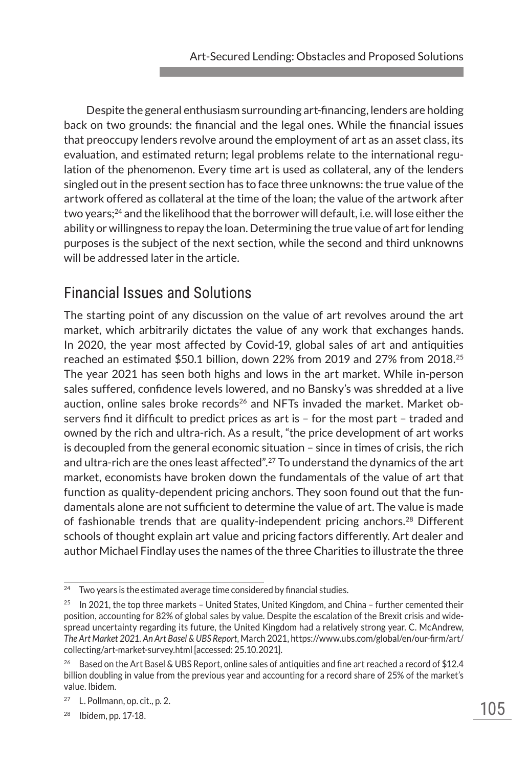Despite the general enthusiasm surrounding art-financing, lenders are holding back on two grounds: the financial and the legal ones. While the financial issues that preoccupy lenders revolve around the employment of art as an asset class, its evaluation, and estimated return; legal problems relate to the international regulation of the phenomenon. Every time art is used as collateral, any of the lenders singled out in the present section has to face three unknowns: the true value of the artwork offered as collateral at the time of the loan; the value of the artwork after two years;[24] and the likelihood that the borrower will default, i.e. will lose either the ability or willingness to repay the loan. Determining the true value of art for lending purposes is the subject of the next section, while the second and third unknowns will be addressed later in the article.

## Financial Issues and Solutions

The starting point of any discussion on the value of art revolves around the art market, which arbitrarily dictates the value of any work that exchanges hands. In 2020, the year most affected by Covid-19, global sales of art and antiquities reached an estimated $50.1 billion, down 22% from 2019 and 27% from 2018.[25] The year 2021 has seen both highs and lows in the art market. While in-person sales suffered, confidence levels lowered, and no Bansky's was shredded at a live auction, online sales broke records[26] and NFTs invaded the market. Market observers find it difficult to predict prices as art is – for the most part – traded and owned by the rich and ultra-rich. As a result, "the price development of art works is decoupled from the general economic situation – since in times of crisis, the rich and ultra-rich are the ones least affected".[27] To understand the dynamics of the art market, economists have broken down the fundamentals of the value of art that function as quality-dependent pricing anchors. They soon found out that the fundamentals alone are not sufficient to determine the value of art. The value is made of fashionable trends that are quality-independent pricing anchors.[28] Different schools of thought explain art value and pricing factors differently. Art dealer and author Michael Findlay uses the names of the three Charities to illustrate the three

---

[24] Two years is the estimated average time considered by financial studies.

[25] In 2021, the top three markets – United States, United Kingdom, and China – further cemented their position, accounting for 82% of global sales by value. Despite the escalation of the Brexit crisis and widespread uncertainty regarding its future, the United Kingdom had a relatively strong year. C. McAndrew, *The Art Market 2021. An Art Basel & UBS Report*, March 2021, https://www.ubs.com/global/en/our-firm/art/collecting/art-market-survey.html [accessed: 25.10.2021].

[26] Based on the Art Basel & UBS Report, online sales of antiquities and fine art reached a record of $12.4 billion doubling in value from the previous year and accounting for a record share of 25% of the market's value. Ibidem.

[27] L. Pollmann, op. cit., p. 2.

[28] Ibidem, pp. 17-18.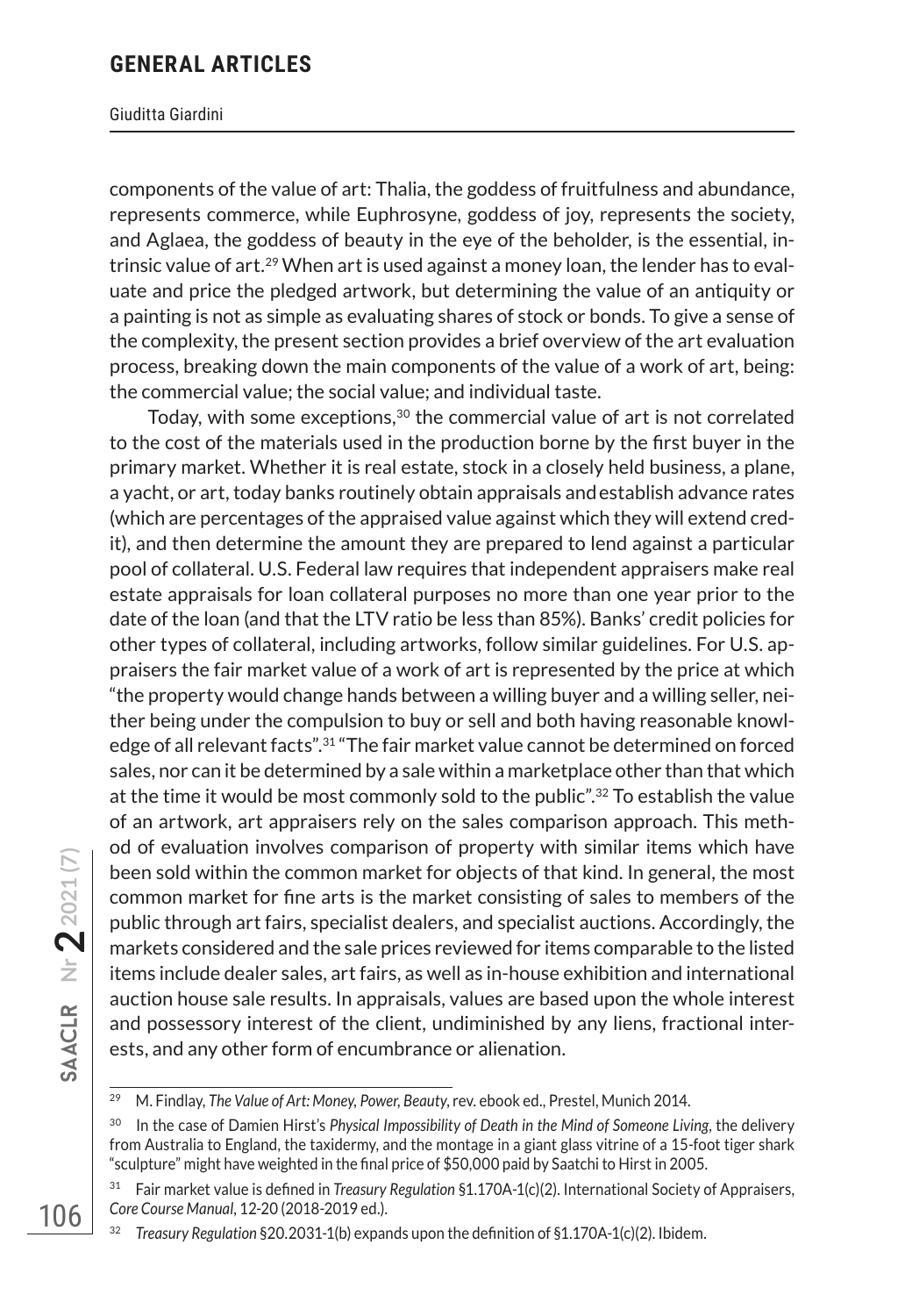components of the value of art: Thalia, the goddess of fruitfulness and abundance, represents commerce, while Euphrosyne, goddess of joy, represents the society, and Aglaea, the goddess of beauty in the eye of the beholder, is the essential, intrinsic value of art.[29] When art is used against a money loan, the lender has to evaluate and price the pledged artwork, but determining the value of an antiquity or a painting is not as simple as evaluating shares of stock or bonds. To give a sense of the complexity, the present section provides a brief overview of the art evaluation process, breaking down the main components of the value of a work of art, being: the commercial value; the social value; and individual taste.

Today, with some exceptions,[30] the commercial value of art is not correlated to the cost of the materials used in the production borne by the first buyer in the primary market. Whether it is real estate, stock in a closely held business, a plane, a yacht, or art, today banks routinely obtain appraisals and establish advance rates (which are percentages of the appraised value against which they will extend credit), and then determine the amount they are prepared to lend against a particular pool of collateral. U.S. Federal law requires that independent appraisers make real estate appraisals for loan collateral purposes no more than one year prior to the date of the loan (and that the LTV ratio be less than 85%). Banks' credit policies for other types of collateral, including artworks, follow similar guidelines. For U.S. appraisers the fair market value of a work of art is represented by the price at which "the property would change hands between a willing buyer and a willing seller, neither being under the compulsion to buy or sell and both having reasonable knowledge of all relevant facts".[31] "The fair market value cannot be determined on forced sales, nor can it be determined by a sale within a marketplace other than that which at the time it would be most commonly sold to the public".[32] To establish the value of an artwork, art appraisers rely on the sales comparison approach. This method of evaluation involves comparison of property with similar items which have been sold within the common market for objects of that kind. In general, the most common market for fine arts is the market consisting of sales to members of the public through art fairs, specialist dealers, and specialist auctions. Accordingly, the markets considered and the sale prices reviewed for items comparable to the listed items include dealer sales, art fairs, as well as in-house exhibition and international auction house sale results. In appraisals, values are based upon the whole interest and possessory interest of the client, undiminished by any liens, fractional interests, and any other form of encumbrance or alienation.

---

[29] M. Findlay, *The Value of Art: Money, Power, Beauty*, rev. ebook ed., Prestel, Munich 2014.

[30] In the case of Damien Hirst's *Physical Impossibility of Death in the Mind of Someone Living*, the delivery from Australia to England, the taxidermy, and the montage in a giant glass vitrine of a 15-foot tiger shark "sculpture" might have weighted in the final price of $50,000 paid by Saatchi to Hirst in 2005.

[31] Fair market value is defined in *Treasury Regulation* §1.170A-1(c)(2). International Society of Appraisers, *Core Course Manual*, 12-20 (2018-2019 ed.).

[32] *Treasury Regulation* §20.2031-1(b) expands upon the definition of §1.170A-1(c)(2). Ibidem.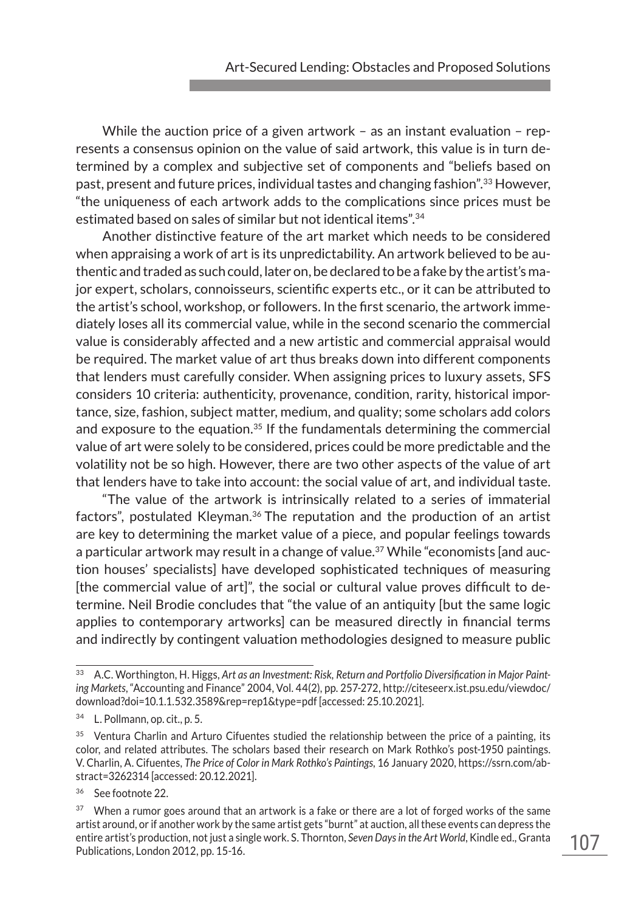While the auction price of a given artwork – as an instant evaluation – represents a consensus opinion on the value of said artwork, this value is in turn determined by a complex and subjective set of components and "beliefs based on past, present and future prices, individual tastes and changing fashion".[33] However, "the uniqueness of each artwork adds to the complications since prices must be estimated based on sales of similar but not identical items".[34]

Another distinctive feature of the art market which needs to be considered when appraising a work of art is its unpredictability. An artwork believed to be authentic and traded as such could, later on, be declared to be a fake by the artist's major expert, scholars, connoisseurs, scientific experts etc., or it can be attributed to the artist's school, workshop, or followers. In the first scenario, the artwork immediately loses all its commercial value, while in the second scenario the commercial value is considerably affected and a new artistic and commercial appraisal would be required. The market value of art thus breaks down into different components that lenders must carefully consider. When assigning prices to luxury assets, SFS considers 10 criteria: authenticity, provenance, condition, rarity, historical importance, size, fashion, subject matter, medium, and quality; some scholars add colors and exposure to the equation.[35] If the fundamentals determining the commercial value of art were solely to be considered, prices could be more predictable and the volatility not be so high. However, there are two other aspects of the value of art that lenders have to take into account: the social value of art, and individual taste.

"The value of the artwork is intrinsically related to a series of immaterial factors", postulated Kleyman.[36] The reputation and the production of an artist are key to determining the market value of a piece, and popular feelings towards a particular artwork may result in a change of value.[37] While "economists [and auction houses' specialists] have developed sophisticated techniques of measuring [the commercial value of art]", the social or cultural value proves difficult to determine. Neil Brodie concludes that "the value of an antiquity [but the same logic applies to contemporary artworks] can be measured directly in financial terms and indirectly by contingent valuation methodologies designed to measure public

---

[33] A.C. Worthington, H. Higgs, *Art as an Investment: Risk, Return and Portfolio Diversification in Major Painting Markets*, "Accounting and Finance" 2004, Vol. 44(2), pp. 257-272, http://citeseerx.ist.psu.edu/viewdoc/download?doi=10.1.1.532.3589&rep=rep1&type=pdf [accessed: 25.10.2021].

[34] L. Pollmann, op. cit., p. 5.

[35] Ventura Charlin and Arturo Cifuentes studied the relationship between the price of a painting, its color, and related attributes. The scholars based their research on Mark Rothko's post-1950 paintings. V. Charlin, A. Cifuentes, *The Price of Color in Mark Rothko's Paintings*, 16 January 2020, https://ssrn.com/abstract=3262314 [accessed: 20.12.2021].

[36] See footnote 22.

[37] When a rumor goes around that an artwork is a fake or there are a lot of forged works of the same artist around, or if another work by the same artist gets "burnt" at auction, all these events can depress the entire artist's production, not just a single work. S. Thornton, *Seven Days in the Art World*, Kindle ed., Granta Publications, London 2012, pp. 15-16.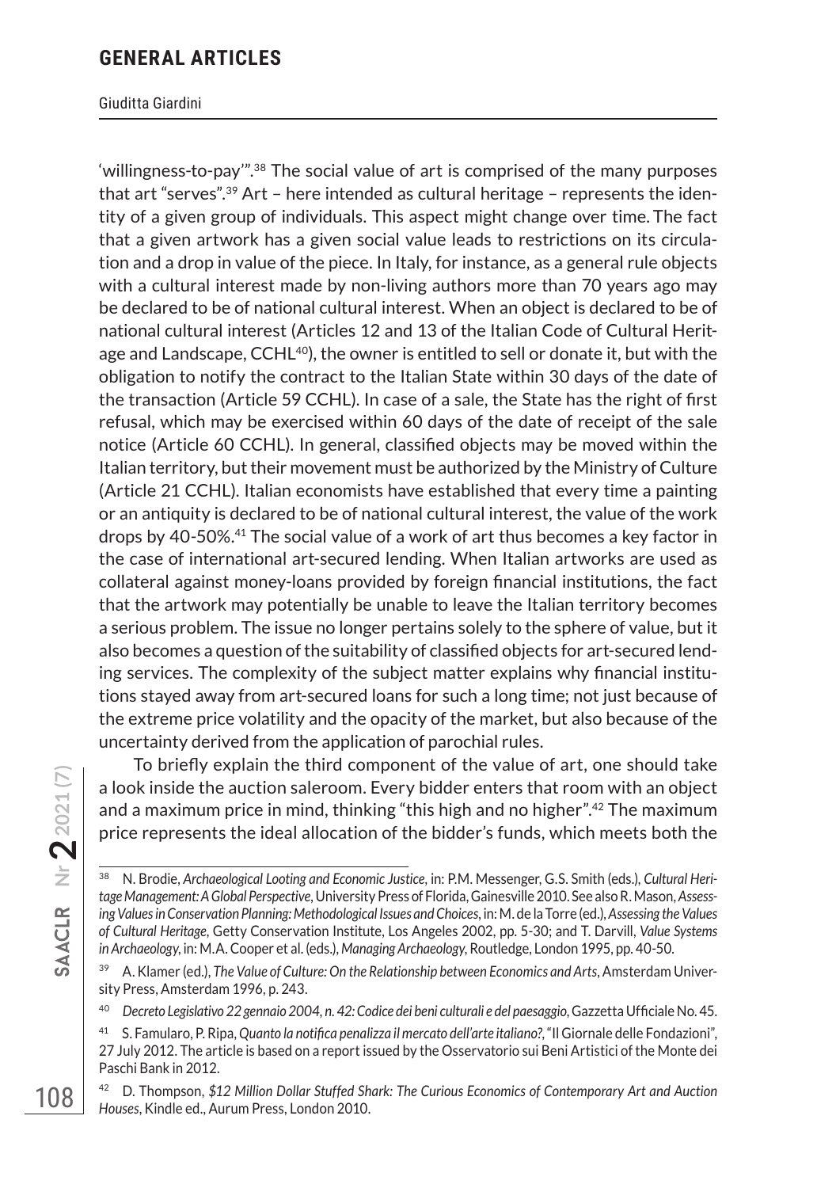'willingness-to-pay'".[38] The social value of art is comprised of the many purposes that art "serves".[39] Art – here intended as cultural heritage – represents the identity of a given group of individuals. This aspect might change over time. The fact that a given artwork has a given social value leads to restrictions on its circulation and a drop in value of the piece. In Italy, for instance, as a general rule objects with a cultural interest made by non-living authors more than 70 years ago may be declared to be of national cultural interest. When an object is declared to be of national cultural interest (Articles 12 and 13 of the Italian Code of Cultural Heritage and Landscape, CCHL[40]), the owner is entitled to sell or donate it, but with the obligation to notify the contract to the Italian State within 30 days of the date of the transaction (Article 59 CCHL). In case of a sale, the State has the right of first refusal, which may be exercised within 60 days of the date of receipt of the sale notice (Article 60 CCHL). In general, classified objects may be moved within the Italian territory, but their movement must be authorized by the Ministry of Culture (Article 21 CCHL). Italian economists have established that every time a painting or an antiquity is declared to be of national cultural interest, the value of the work drops by 40-50%.[41] The social value of a work of art thus becomes a key factor in the case of international art-secured lending. When Italian artworks are used as collateral against money-loans provided by foreign financial institutions, the fact that the artwork may potentially be unable to leave the Italian territory becomes a serious problem. The issue no longer pertains solely to the sphere of value, but it also becomes a question of the suitability of classified objects for art-secured lending services. The complexity of the subject matter explains why financial institutions stayed away from art-secured loans for such a long time; not just because of the extreme price volatility and the opacity of the market, but also because of the uncertainty derived from the application of parochial rules.

To briefly explain the third component of the value of art, one should take a look inside the auction saleroom. Every bidder enters that room with an object and a maximum price in mind, thinking "this high and no higher".[42] The maximum price represents the ideal allocation of the bidder's funds, which meets both the

---

[38] N. Brodie, *Archaeological Looting and Economic Justice*, in: P.M. Messenger, G.S. Smith (eds.), *Cultural Heritage Management: A Global Perspective*, University Press of Florida, Gainesville 2010. See also R. Mason, *Assessing Values in Conservation Planning: Methodological Issues and Choices*, in: M. de la Torre (ed.), *Assessing the Values of Cultural Heritage*, Getty Conservation Institute, Los Angeles 2002, pp. 5-30; and T. Darvill, *Value Systems in Archaeology*, in: M.A. Cooper et al. (eds.), *Managing Archaeology*, Routledge, London 1995, pp. 40-50.

[39] A. Klamer (ed.), *The Value of Culture: On the Relationship between Economics and Arts*, Amsterdam University Press, Amsterdam 1996, p. 243.

[40] *Decreto Legislativo 22 gennaio 2004, n. 42: Codice dei beni culturali e del paesaggio*, Gazzetta Ufficiale No. 45.

[41] S. Famularo, P. Ripa, *Quanto la notifica penalizza il mercato dell'arte italiano?*, "Il Giornale delle Fondazioni", 27 July 2012. The article is based on a report issued by the Osservatorio sui Beni Artistici of the Monte dei Paschi Bank in 2012.

[42] D. Thompson, *$12 Million Dollar Stuffed Shark: The Curious Economics of Contemporary Art and Auction Houses*, Kindle ed., Aurum Press, London 2010.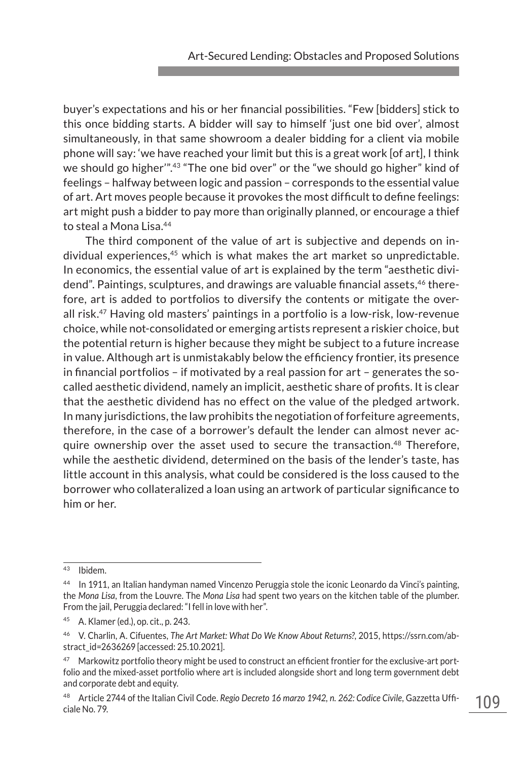buyer's expectations and his or her financial possibilities. "Few [bidders] stick to this once bidding starts. A bidder will say to himself 'just one bid over', almost simultaneously, in that same showroom a dealer bidding for a client via mobile phone will say: 'we have reached your limit but this is a great work [of art], I think we should go higher'".[43] "The one bid over" or the "we should go higher" kind of feelings – halfway between logic and passion – corresponds to the essential value of art. Art moves people because it provokes the most difficult to define feelings: art might push a bidder to pay more than originally planned, or encourage a thief to steal a Mona Lisa.[44]

The third component of the value of art is subjective and depends on individual experiences,[45] which is what makes the art market so unpredictable. In economics, the essential value of art is explained by the term "aesthetic dividend". Paintings, sculptures, and drawings are valuable financial assets,[46] therefore, art is added to portfolios to diversify the contents or mitigate the overall risk.[47] Having old masters' paintings in a portfolio is a low-risk, low-revenue choice, while not-consolidated or emerging artists represent a riskier choice, but the potential return is higher because they might be subject to a future increase in value. Although art is unmistakably below the efficiency frontier, its presence in financial portfolios – if motivated by a real passion for art – generates the so-called aesthetic dividend, namely an implicit, aesthetic share of profits. It is clear that the aesthetic dividend has no effect on the value of the pledged artwork. In many jurisdictions, the law prohibits the negotiation of forfeiture agreements, therefore, in the case of a borrower's default the lender can almost never acquire ownership over the asset used to secure the transaction.[48] Therefore, while the aesthetic dividend, determined on the basis of the lender's taste, has little account in this analysis, what could be considered is the loss caused to the borrower who collateralized a loan using an artwork of particular significance to him or her.

---

[43] Ibidem.

[44] In 1911, an Italian handyman named Vincenzo Peruggia stole the iconic Leonardo da Vinci's painting, the *Mona Lisa*, from the Louvre. The *Mona Lisa* had spent two years on the kitchen table of the plumber. From the jail, Peruggia declared: "I fell in love with her".

[45] A. Klamer (ed.), op. cit., p. 243.

[46] V. Charlin, A. Cifuentes, *The Art Market: What Do We Know About Returns?*, 2015, https://ssrn.com/abstract_id=2636269 [accessed: 25.10.2021].

[47] Markowitz portfolio theory might be used to construct an efficient frontier for the exclusive-art portfolio and the mixed-asset portfolio where art is included alongside short and long term government debt and corporate debt and equity.

[48] Article 2744 of the Italian Civil Code. *Regio Decreto 16 marzo 1942, n. 262: Codice Civile*, Gazzetta Ufficiale No. 79.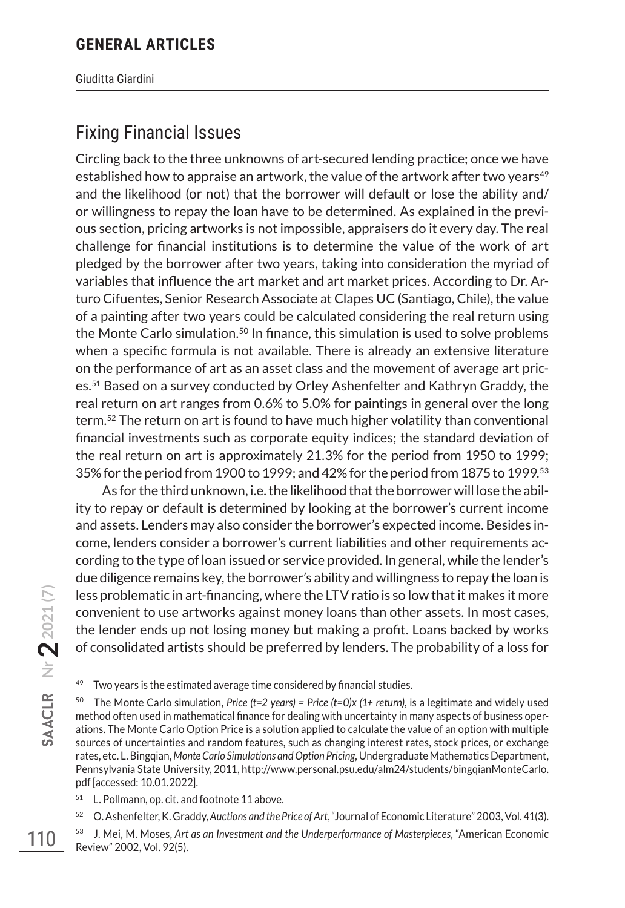## Fixing Financial Issues

Circling back to the three unknowns of art-secured lending practice; once we have established how to appraise an artwork, the value of the artwork after two years[49] and the likelihood (or not) that the borrower will default or lose the ability and/or willingness to repay the loan have to be determined. As explained in the previous section, pricing artworks is not impossible, appraisers do it every day. The real challenge for financial institutions is to determine the value of the work of art pledged by the borrower after two years, taking into consideration the myriad of variables that influence the art market and art market prices. According to Dr. Arturo Cifuentes, Senior Research Associate at Clapes UC (Santiago, Chile), the value of a painting after two years could be calculated considering the real return using the Monte Carlo simulation.[50] In finance, this simulation is used to solve problems when a specific formula is not available. There is already an extensive literature on the performance of art as an asset class and the movement of average art prices.[51] Based on a survey conducted by Orley Ashenfelter and Kathryn Graddy, the real return on art ranges from 0.6% to 5.0% for paintings in general over the long term.[52] The return on art is found to have much higher volatility than conventional financial investments such as corporate equity indices; the standard deviation of the real return on art is approximately 21.3% for the period from 1950 to 1999; 35% for the period from 1900 to 1999; and 42% for the period from 1875 to 1999.[53]

As for the third unknown, i.e. the likelihood that the borrower will lose the ability to repay or default is determined by looking at the borrower's current income and assets. Lenders may also consider the borrower's expected income. Besides income, lenders consider a borrower's current liabilities and other requirements according to the type of loan issued or service provided. In general, while the lender's due diligence remains key, the borrower's ability and willingness to repay the loan is less problematic in art-financing, where the LTV ratio is so low that it makes it more convenient to use artworks against money loans than other assets. In most cases, the lender ends up not losing money but making a profit. Loans backed by works of consolidated artists should be preferred by lenders. The probability of a loss for

---

[49] Two years is the estimated average time considered by financial studies.

[50] The Monte Carlo simulation, *Price (t=2 years) = Price (t=0)x (1+ return)*, is a legitimate and widely used method often used in mathematical finance for dealing with uncertainty in many aspects of business operations. The Monte Carlo Option Price is a solution applied to calculate the value of an option with multiple sources of uncertainties and random features, such as changing interest rates, stock prices, or exchange rates, etc. L. Bingqian, *Monte Carlo Simulations and Option Pricing*, Undergraduate Mathematics Department, Pennsylvania State University, 2011, http://www.personal.psu.edu/alm24/students/bingqianMonteCarlo.pdf [accessed: 10.01.2022].

[51] L. Pollmann, op. cit. and footnote 11 above.

[52] O. Ashenfelter, K. Graddy, *Auctions and the Price of Art*, "Journal of Economic Literature" 2003, Vol. 41(3).

[53] J. Mei, M. Moses, *Art as an Investment and the Underperformance of Masterpieces*, "American Economic Review" 2002, Vol. 92(5).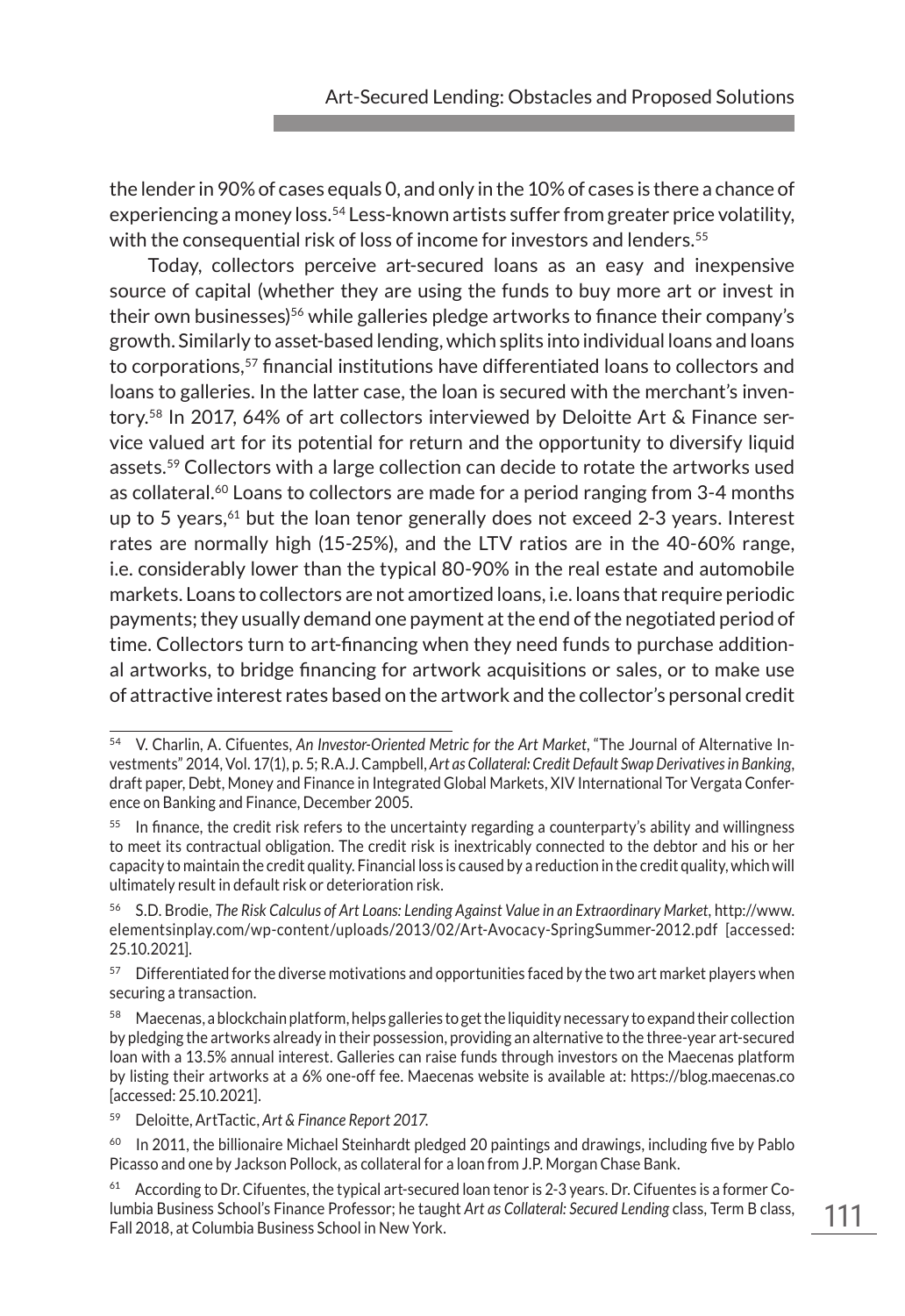the lender in 90% of cases equals 0, and only in the 10% of cases is there a chance of experiencing a money loss.[54] Less-known artists suffer from greater price volatility, with the consequential risk of loss of income for investors and lenders.[55]

Today, collectors perceive art-secured loans as an easy and inexpensive source of capital (whether they are using the funds to buy more art or invest in their own businesses)[56] while galleries pledge artworks to finance their company's growth. Similarly to asset-based lending, which splits into individual loans and loans to corporations,[57] financial institutions have differentiated loans to collectors and loans to galleries. In the latter case, the loan is secured with the merchant's inventory.[58] In 2017, 64% of art collectors interviewed by Deloitte Art & Finance service valued art for its potential for return and the opportunity to diversify liquid assets.[59] Collectors with a large collection can decide to rotate the artworks used as collateral.[60] Loans to collectors are made for a period ranging from 3-4 months up to 5 years,[61] but the loan tenor generally does not exceed 2-3 years. Interest rates are normally high (15-25%), and the LTV ratios are in the 40-60% range, i.e. considerably lower than the typical 80-90% in the real estate and automobile markets. Loans to collectors are not amortized loans, i.e. loans that require periodic payments; they usually demand one payment at the end of the negotiated period of time. Collectors turn to art-financing when they need funds to purchase additional artworks, to bridge financing for artwork acquisitions or sales, or to make use of attractive interest rates based on the artwork and the collector's personal credit

---

[54] V. Charlin, A. Cifuentes, *An Investor-Oriented Metric for the Art Market*, "The Journal of Alternative Investments" 2014, Vol. 17(1), p. 5; R.A.J. Campbell, *Art as Collateral: Credit Default Swap Derivatives in Banking*, draft paper, Debt, Money and Finance in Integrated Global Markets, XIV International Tor Vergata Conference on Banking and Finance, December 2005.

[55] In finance, the credit risk refers to the uncertainty regarding a counterparty's ability and willingness to meet its contractual obligation. The credit risk is inextricably connected to the debtor and his or her capacity to maintain the credit quality. Financial loss is caused by a reduction in the credit quality, which will ultimately result in default risk or deterioration risk.

[56] S.D. Brodie, *The Risk Calculus of Art Loans: Lending Against Value in an Extraordinary Market*, http://www.elementsinplay.com/wp-content/uploads/2013/02/Art-Avocacy-SpringSummer-2012.pdf [accessed: 25.10.2021].

[57] Differentiated for the diverse motivations and opportunities faced by the two art market players when securing a transaction.

[58] Maecenas, a blockchain platform, helps galleries to get the liquidity necessary to expand their collection by pledging the artworks already in their possession, providing an alternative to the three-year art-secured loan with a 13.5% annual interest. Galleries can raise funds through investors on the Maecenas platform by listing their artworks at a 6% one-off fee. Maecenas website is available at: https://blog.maecenas.co [accessed: 25.10.2021].

[59] Deloitte, ArtTactic, *Art & Finance Report 2017*.

[60] In 2011, the billionaire Michael Steinhardt pledged 20 paintings and drawings, including five by Pablo Picasso and one by Jackson Pollock, as collateral for a loan from J.P. Morgan Chase Bank.

[61] According to Dr. Cifuentes, the typical art-secured loan tenor is 2-3 years. Dr. Cifuentes is a former Columbia Business School's Finance Professor; he taught *Art as Collateral: Secured Lending* class, Term B class, Fall 2018, at Columbia Business School in New York.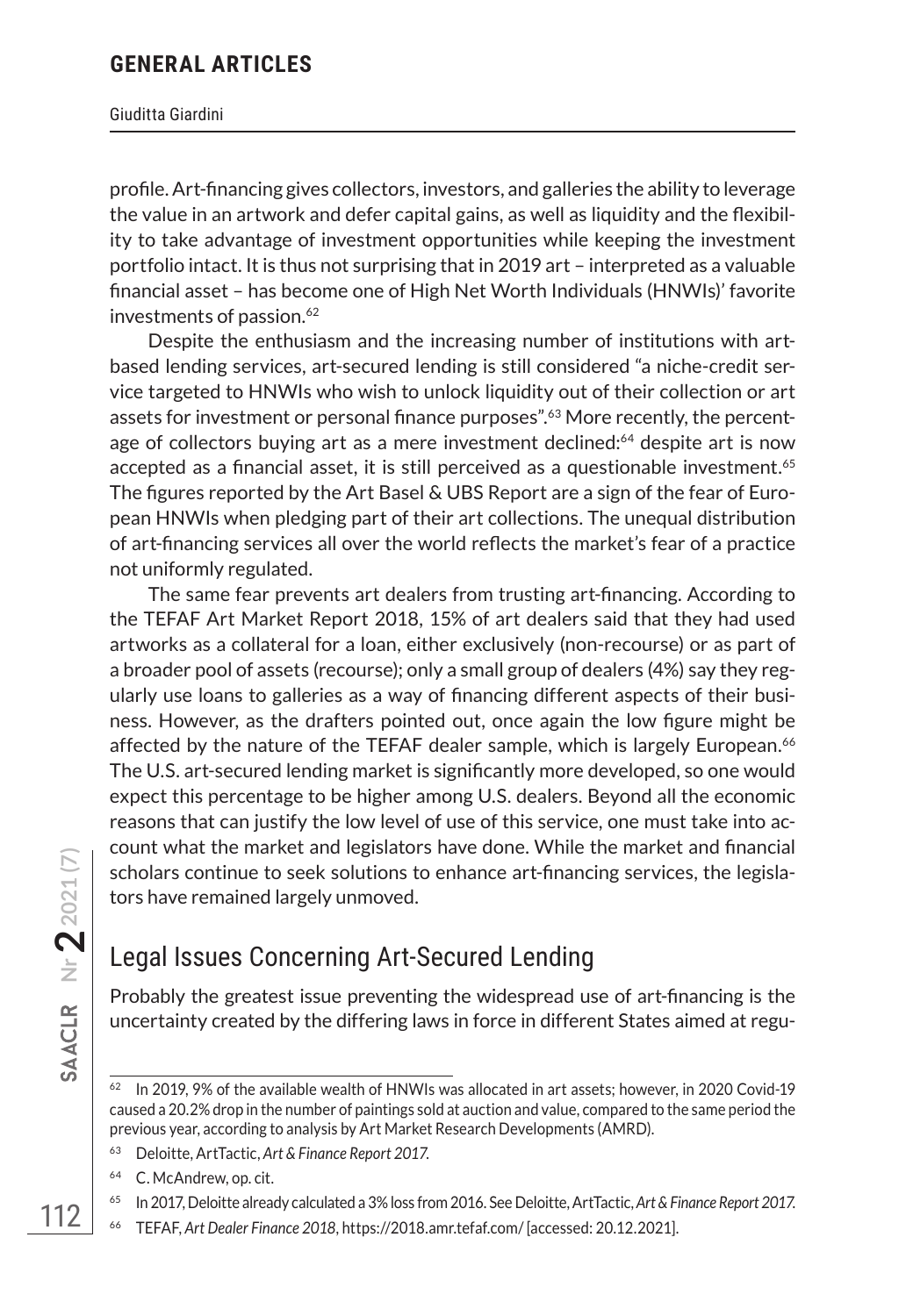profile. Art-financing gives collectors, investors, and galleries the ability to leverage the value in an artwork and defer capital gains, as well as liquidity and the flexibility to take advantage of investment opportunities while keeping the investment portfolio intact. It is thus not surprising that in 2019 art – interpreted as a valuable financial asset – has become one of High Net Worth Individuals (HNWIs)' favorite investments of passion.[62]

Despite the enthusiasm and the increasing number of institutions with art-based lending services, art-secured lending is still considered "a niche-credit service targeted to HNWIs who wish to unlock liquidity out of their collection or art assets for investment or personal finance purposes".[63] More recently, the percentage of collectors buying art as a mere investment declined:[64] despite art is now accepted as a financial asset, it is still perceived as a questionable investment.[65] The figures reported by the Art Basel & UBS Report are a sign of the fear of European HNWIs when pledging part of their art collections. The unequal distribution of art-financing services all over the world reflects the market's fear of a practice not uniformly regulated.

The same fear prevents art dealers from trusting art-financing. According to the TEFAF Art Market Report 2018, 15% of art dealers said that they had used artworks as a collateral for a loan, either exclusively (non-recourse) or as part of a broader pool of assets (recourse); only a small group of dealers (4%) say they regularly use loans to galleries as a way of financing different aspects of their business. However, as the drafters pointed out, once again the low figure might be affected by the nature of the TEFAF dealer sample, which is largely European.[66] The U.S. art-secured lending market is significantly more developed, so one would expect this percentage to be higher among U.S. dealers. Beyond all the economic reasons that can justify the low level of use of this service, one must take into account what the market and legislators have done. While the market and financial scholars continue to seek solutions to enhance art-financing services, the legislators have remained largely unmoved.

## Legal Issues Concerning Art-Secured Lending

Probably the greatest issue preventing the widespread use of art-financing is the uncertainty created by the differing laws in force in different States aimed at regu-

---

[62] In 2019, 9% of the available wealth of HNWIs was allocated in art assets; however, in 2020 Covid-19 caused a 20.2% drop in the number of paintings sold at auction and value, compared to the same period the previous year, according to analysis by Art Market Research Developments (AMRD).

[63] Deloitte, ArtTactic, *Art & Finance Report 2017.*

[64] C. McAndrew, op. cit.

[65] In 2017, Deloitte already calculated a 3% loss from 2016. See Deloitte, ArtTactic, *Art & Finance Report 2017.*

[66] TEFAF, *Art Dealer Finance 2018*, https://2018.amr.tefaf.com/ [accessed: 20.12.2021].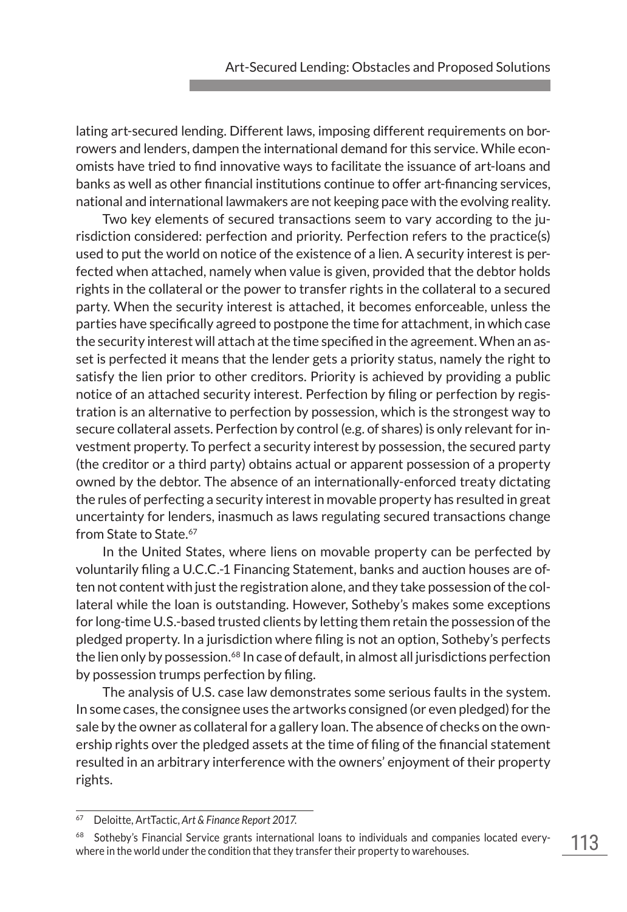lating art-secured lending. Different laws, imposing different requirements on borrowers and lenders, dampen the international demand for this service. While economists have tried to find innovative ways to facilitate the issuance of art-loans and banks as well as other financial institutions continue to offer art-financing services, national and international lawmakers are not keeping pace with the evolving reality.

Two key elements of secured transactions seem to vary according to the jurisdiction considered: perfection and priority. Perfection refers to the practice(s) used to put the world on notice of the existence of a lien. A security interest is perfected when attached, namely when value is given, provided that the debtor holds rights in the collateral or the power to transfer rights in the collateral to a secured party. When the security interest is attached, it becomes enforceable, unless the parties have specifically agreed to postpone the time for attachment, in which case the security interest will attach at the time specified in the agreement. When an asset is perfected it means that the lender gets a priority status, namely the right to satisfy the lien prior to other creditors. Priority is achieved by providing a public notice of an attached security interest. Perfection by filing or perfection by registration is an alternative to perfection by possession, which is the strongest way to secure collateral assets. Perfection by control (e.g. of shares) is only relevant for investment property. To perfect a security interest by possession, the secured party (the creditor or a third party) obtains actual or apparent possession of a property owned by the debtor. The absence of an internationally-enforced treaty dictating the rules of perfecting a security interest in movable property has resulted in great uncertainty for lenders, inasmuch as laws regulating secured transactions change from State to State.[67]

In the United States, where liens on movable property can be perfected by voluntarily filing a U.C.C.-1 Financing Statement, banks and auction houses are often not content with just the registration alone, and they take possession of the collateral while the loan is outstanding. However, Sotheby's makes some exceptions for long-time U.S.-based trusted clients by letting them retain the possession of the pledged property. In a jurisdiction where filing is not an option, Sotheby's perfects the lien only by possession.[68] In case of default, in almost all jurisdictions perfection by possession trumps perfection by filing.

The analysis of U.S. case law demonstrates some serious faults in the system. In some cases, the consignee uses the artworks consigned (or even pledged) for the sale by the owner as collateral for a gallery loan. The absence of checks on the ownership rights over the pledged assets at the time of filing of the financial statement resulted in an arbitrary interference with the owners' enjoyment of their property rights.

---

[67] Deloitte, ArtTactic, *Art & Finance Report 2017.*

[68] Sotheby's Financial Service grants international loans to individuals and companies located everywhere in the world under the condition that they transfer their property to warehouses.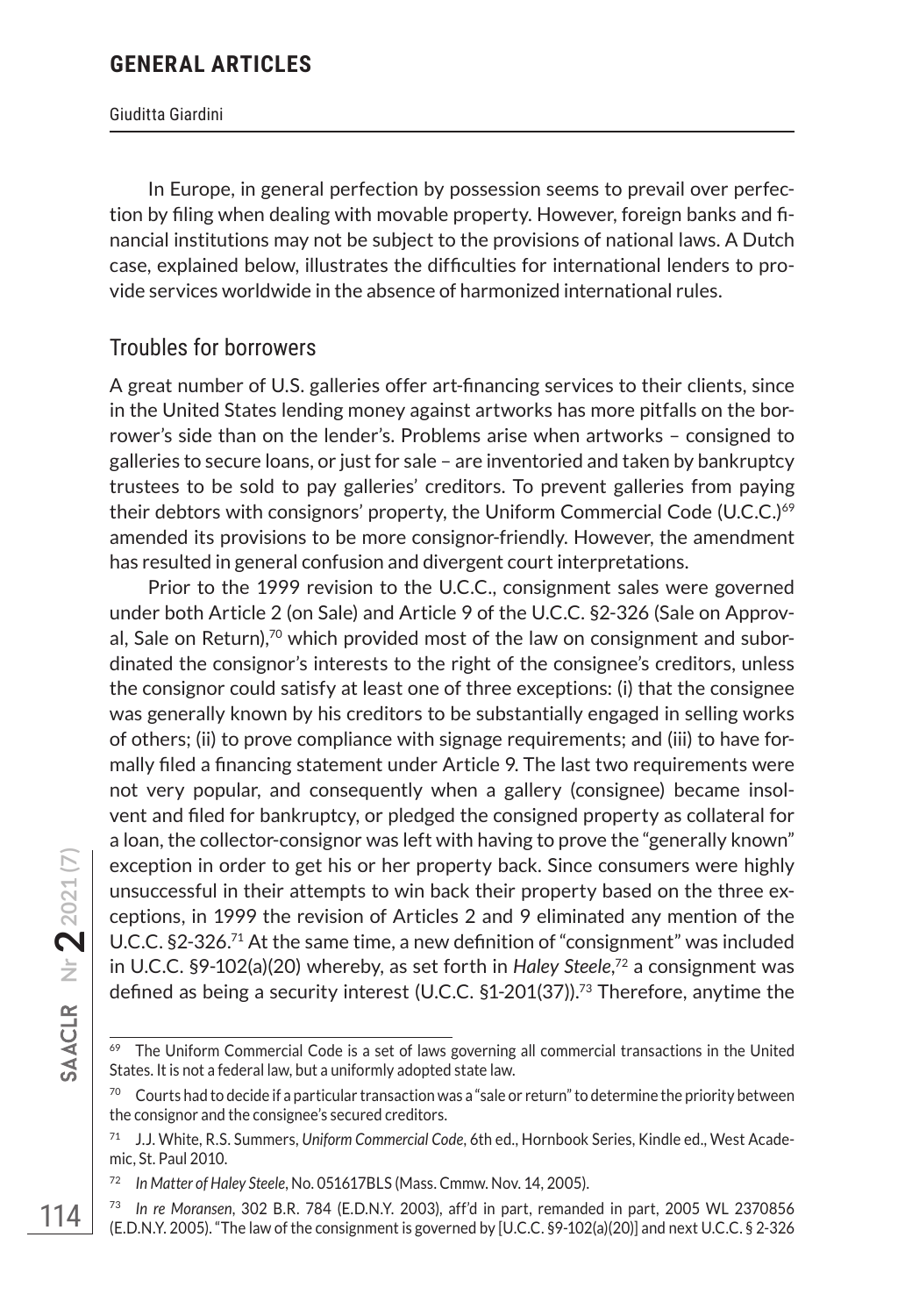In Europe, in general perfection by possession seems to prevail over perfection by filing when dealing with movable property. However, foreign banks and financial institutions may not be subject to the provisions of national laws. A Dutch case, explained below, illustrates the difficulties for international lenders to provide services worldwide in the absence of harmonized international rules.

## Troubles for borrowers

A great number of U.S. galleries offer art-financing services to their clients, since in the United States lending money against artworks has more pitfalls on the borrower's side than on the lender's. Problems arise when artworks – consigned to galleries to secure loans, or just for sale – are inventoried and taken by bankruptcy trustees to be sold to pay galleries' creditors. To prevent galleries from paying their debtors with consignors' property, the Uniform Commercial Code (U.C.C.)[69] amended its provisions to be more consignor-friendly. However, the amendment has resulted in general confusion and divergent court interpretations.

Prior to the 1999 revision to the U.C.C., consignment sales were governed under both Article 2 (on Sale) and Article 9 of the U.C.C. §2-326 (Sale on Approval, Sale on Return),[70] which provided most of the law on consignment and subordinated the consignor's interests to the right of the consignee's creditors, unless the consignor could satisfy at least one of three exceptions: (i) that the consignee was generally known by his creditors to be substantially engaged in selling works of others; (ii) to prove compliance with signage requirements; and (iii) to have formally filed a financing statement under Article 9. The last two requirements were not very popular, and consequently when a gallery (consignee) became insolvent and filed for bankruptcy, or pledged the consigned property as collateral for a loan, the collector-consignor was left with having to prove the "generally known" exception in order to get his or her property back. Since consumers were highly unsuccessful in their attempts to win back their property based on the three exceptions, in 1999 the revision of Articles 2 and 9 eliminated any mention of the U.C.C. §2-326.[71] At the same time, a new definition of "consignment" was included in U.C.C. §9-102(a)(20) whereby, as set forth in *Haley Steele*,[72] a consignment was defined as being a security interest (U.C.C. §1-201(37)).[73] Therefore, anytime the

---

[69] The Uniform Commercial Code is a set of laws governing all commercial transactions in the United States. It is not a federal law, but a uniformly adopted state law.

[70] Courts had to decide if a particular transaction was a "sale or return" to determine the priority between the consignor and the consignee's secured creditors.

[71] J.J. White, R.S. Summers, *Uniform Commercial Code*, 6th ed., Hornbook Series, Kindle ed., West Academic, St. Paul 2010.

[72] *In Matter of Haley Steele*, No. 051617BLS (Mass. Cmmw. Nov. 14, 2005).

[73] *In re Moransen*, 302 B.R. 784 (E.D.N.Y. 2003), aff'd in part, remanded in part, 2005 WL 2370856 (E.D.N.Y. 2005). "The law of the consignment is governed by [U.C.C. §9-102(a)(20)] and next U.C.C. § 2-326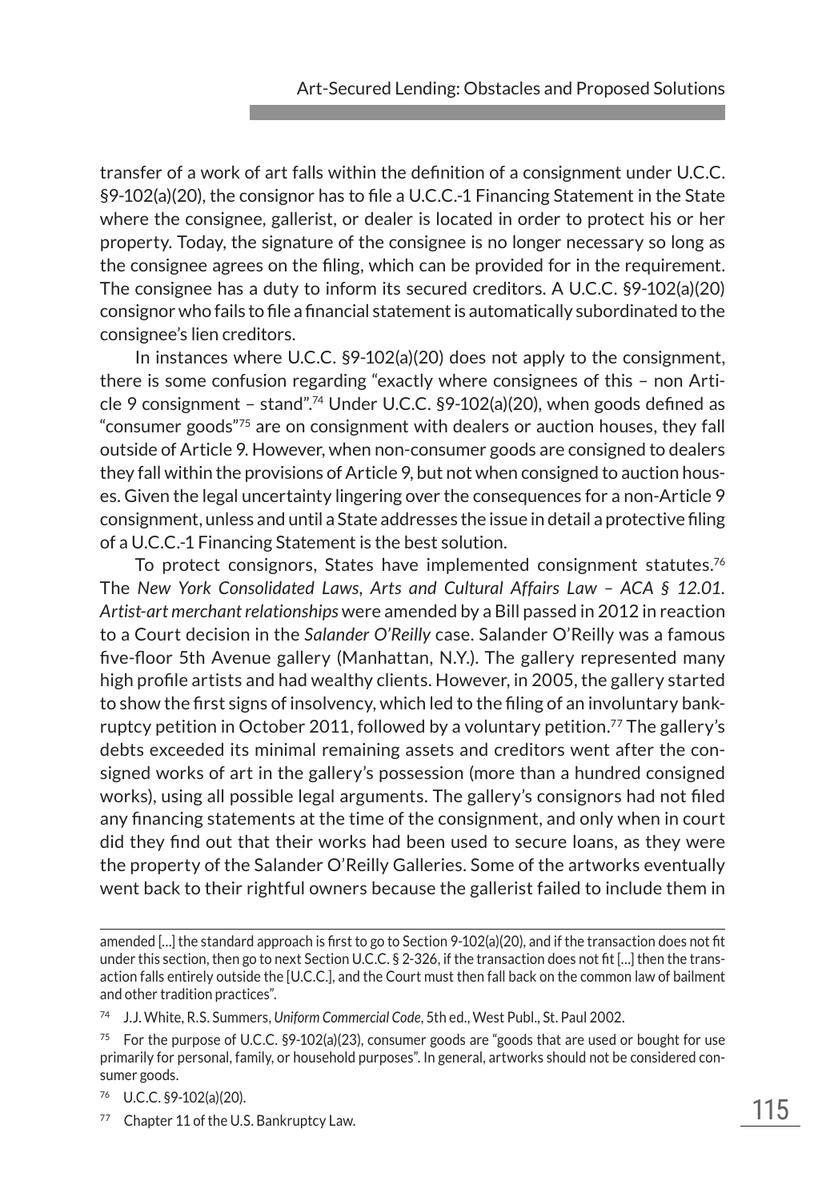transfer of a work of art falls within the definition of a consignment under U.C.C. §9-102(a)(20), the consignor has to file a U.C.C.-1 Financing Statement in the State where the consignee, gallerist, or dealer is located in order to protect his or her property. Today, the signature of the consignee is no longer necessary so long as the consignee agrees on the filing, which can be provided for in the requirement. The consignee has a duty to inform its secured creditors. A U.C.C. §9-102(a)(20) consignor who fails to file a financial statement is automatically subordinated to the consignee's lien creditors.

In instances where U.C.C. §9-102(a)(20) does not apply to the consignment, there is some confusion regarding "exactly where consignees of this – non Article 9 consignment – stand".[74] Under U.C.C. §9-102(a)(20), when goods defined as "consumer goods"[75] are on consignment with dealers or auction houses, they fall outside of Article 9. However, when non-consumer goods are consigned to dealers they fall within the provisions of Article 9, but not when consigned to auction houses. Given the legal uncertainty lingering over the consequences for a non-Article 9 consignment, unless and until a State addresses the issue in detail a protective filing of a U.C.C.-1 Financing Statement is the best solution.

To protect consignors, States have implemented consignment statutes.[76] The *New York Consolidated Laws, Arts and Cultural Affairs Law – ACA § 12.01. Artist-art merchant relationships* were amended by a Bill passed in 2012 in reaction to a Court decision in the *Salander O'Reilly* case. Salander O'Reilly was a famous five-floor 5th Avenue gallery (Manhattan, N.Y.). The gallery represented many high profile artists and had wealthy clients. However, in 2005, the gallery started to show the first signs of insolvency, which led to the filing of an involuntary bankruptcy petition in October 2011, followed by a voluntary petition.[77] The gallery's debts exceeded its minimal remaining assets and creditors went after the consigned works of art in the gallery's possession (more than a hundred consigned works), using all possible legal arguments. The gallery's consignors had not filed any financing statements at the time of the consignment, and only when in court did they find out that their works had been used to secure loans, as they were the property of the Salander O'Reilly Galleries. Some of the artworks eventually went back to their rightful owners because the gallerist failed to include them in

---

amended [...] the standard approach is first to go to Section 9-102(a)(20), and if the transaction does not fit under this section, then go to next Section U.C.C. § 2-326, if the transaction does not fit [...] then the transaction falls entirely outside the [U.C.C.], and the Court must then fall back on the common law of bailment and other tradition practices".

[74] J.J. White, R.S. Summers, *Uniform Commercial Code*, 5th ed., West Publ., St. Paul 2002.

[75] For the purpose of U.C.C. §9-102(a)(23), consumer goods are "goods that are used or bought for use primarily for personal, family, or household purposes". In general, artworks should not be considered consumer goods.

[76] U.C.C. §9-102(a)(20).

[77] Chapter 11 of the U.S. Bankruptcy Law.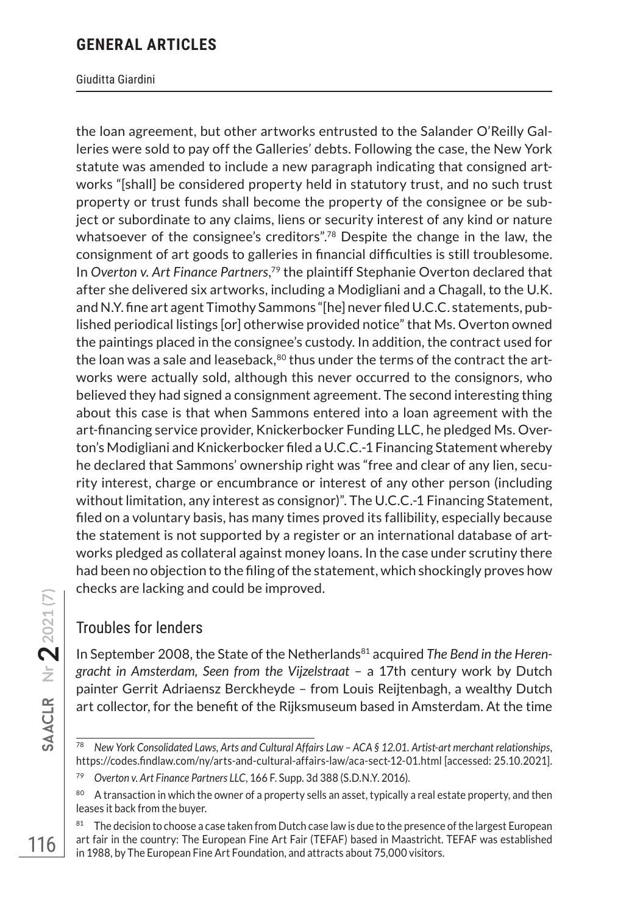the loan agreement, but other artworks entrusted to the Salander O'Reilly Galleries were sold to pay off the Galleries' debts. Following the case, the New York statute was amended to include a new paragraph indicating that consigned artworks "[shall] be considered property held in statutory trust, and no such trust property or trust funds shall become the property of the consignee or be subject or subordinate to any claims, liens or security interest of any kind or nature whatsoever of the consignee's creditors".[78] Despite the change in the law, the consignment of art goods to galleries in financial difficulties is still troublesome. In *Overton v. Art Finance Partners*,[79] the plaintiff Stephanie Overton declared that after she delivered six artworks, including a Modigliani and a Chagall, to the U.K. and N.Y. fine art agent Timothy Sammons "[he] never filed U.C.C. statements, published periodical listings [or] otherwise provided notice" that Ms. Overton owned the paintings placed in the consignee's custody. In addition, the contract used for the loan was a sale and leaseback,[80] thus under the terms of the contract the artworks were actually sold, although this never occurred to the consignors, who believed they had signed a consignment agreement. The second interesting thing about this case is that when Sammons entered into a loan agreement with the art-financing service provider, Knickerbocker Funding LLC, he pledged Ms. Overton's Modigliani and Knickerbocker filed a U.C.C.-1 Financing Statement whereby he declared that Sammons' ownership right was "free and clear of any lien, security interest, charge or encumbrance or interest of any other person (including without limitation, any interest as consignor)". The U.C.C.-1 Financing Statement, filed on a voluntary basis, has many times proved its fallibility, especially because the statement is not supported by a register or an international database of artworks pledged as collateral against money loans. In the case under scrutiny there had been no objection to the filing of the statement, which shockingly proves how checks are lacking and could be improved.

## Troubles for lenders

In September 2008, the State of the Netherlands[81] acquired *The Bend in the Herengracht in Amsterdam, Seen from the Vijzelstraat* – a 17th century work by Dutch painter Gerrit Adriaensz Berckheyde – from Louis Reijtenbagh, a wealthy Dutch art collector, for the benefit of the Rijksmuseum based in Amsterdam. At the time

---

[78] *New York Consolidated Laws, Arts and Cultural Affairs Law – ACA § 12.01. Artist-art merchant relationships*, https://codes.findlaw.com/ny/arts-and-cultural-affairs-law/aca-sect-12-01.html [accessed: 25.10.2021].

[79] *Overton v. Art Finance Partners LLC*, 166 F. Supp. 3d 388 (S.D.N.Y. 2016).

[80] A transaction in which the owner of a property sells an asset, typically a real estate property, and then leases it back from the buyer.

[81] The decision to choose a case taken from Dutch case law is due to the presence of the largest European art fair in the country: The European Fine Art Fair (TEFAF) based in Maastricht. TEFAF was established in 1988, by The European Fine Art Foundation, and attracts about 75,000 visitors.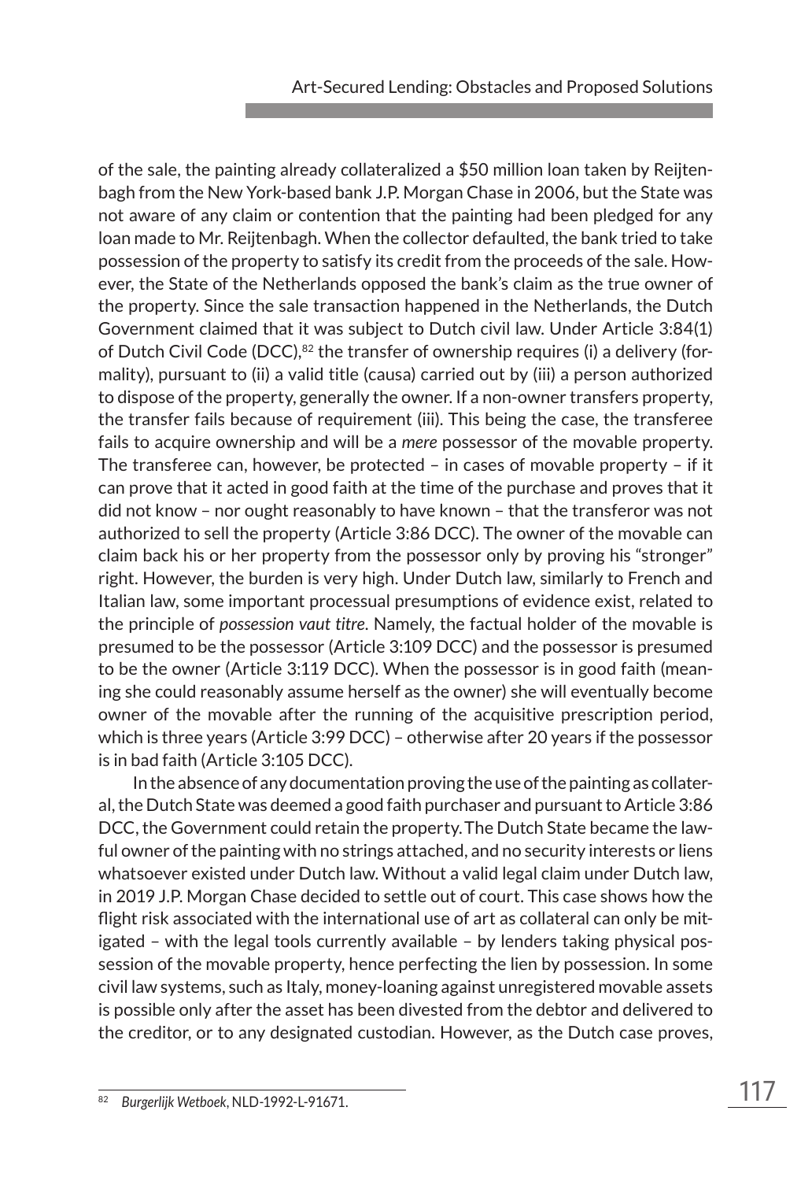of the sale, the painting already collateralized a $50 million loan taken by Reijtenbagh from the New York-based bank J.P. Morgan Chase in 2006, but the State was not aware of any claim or contention that the painting had been pledged for any loan made to Mr. Reijtenbagh. When the collector defaulted, the bank tried to take possession of the property to satisfy its credit from the proceeds of the sale. However, the State of the Netherlands opposed the bank's claim as the true owner of the property. Since the sale transaction happened in the Netherlands, the Dutch Government claimed that it was subject to Dutch civil law. Under Article 3:84(1) of Dutch Civil Code (DCC),[82] the transfer of ownership requires (i) a delivery (formality), pursuant to (ii) a valid title (causa) carried out by (iii) a person authorized to dispose of the property, generally the owner. If a non-owner transfers property, the transfer fails because of requirement (iii). This being the case, the transferee fails to acquire ownership and will be a *mere* possessor of the movable property. The transferee can, however, be protected – in cases of movable property – if it can prove that it acted in good faith at the time of the purchase and proves that it did not know – nor ought reasonably to have known – that the transferor was not authorized to sell the property (Article 3:86 DCC). The owner of the movable can claim back his or her property from the possessor only by proving his "stronger" right. However, the burden is very high. Under Dutch law, similarly to French and Italian law, some important processual presumptions of evidence exist, related to the principle of *possession vaut titre*. Namely, the factual holder of the movable is presumed to be the possessor (Article 3:109 DCC) and the possessor is presumed to be the owner (Article 3:119 DCC). When the possessor is in good faith (meaning she could reasonably assume herself as the owner) she will eventually become owner of the movable after the running of the acquisitive prescription period, which is three years (Article 3:99 DCC) – otherwise after 20 years if the possessor is in bad faith (Article 3:105 DCC).

In the absence of any documentation proving the use of the painting as collateral, the Dutch State was deemed a good faith purchaser and pursuant to Article 3:86 DCC, the Government could retain the property. The Dutch State became the lawful owner of the painting with no strings attached, and no security interests or liens whatsoever existed under Dutch law. Without a valid legal claim under Dutch law, in 2019 J.P. Morgan Chase decided to settle out of court. This case shows how the flight risk associated with the international use of art as collateral can only be mitigated – with the legal tools currently available – by lenders taking physical possession of the movable property, hence perfecting the lien by possession. In some civil law systems, such as Italy, money-loaning against unregistered movable assets is possible only after the asset has been divested from the debtor and delivered to the creditor, or to any designated custodian. However, as the Dutch case proves,

---

[82] *Burgerlijk Wetboek*, NLD-1992-L-91671.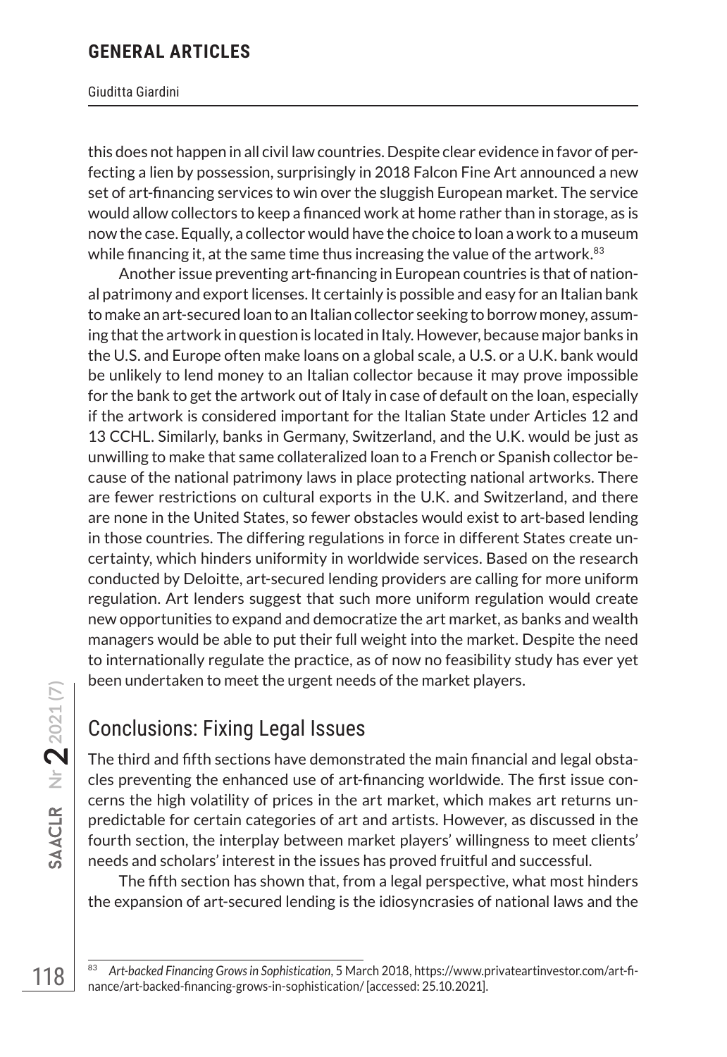this does not happen in all civil law countries. Despite clear evidence in favor of perfecting a lien by possession, surprisingly in 2018 Falcon Fine Art announced a new set of art-financing services to win over the sluggish European market. The service would allow collectors to keep a financed work at home rather than in storage, as is now the case. Equally, a collector would have the choice to loan a work to a museum while financing it, at the same time thus increasing the value of the artwork.[83]

Another issue preventing art-financing in European countries is that of national patrimony and export licenses. It certainly is possible and easy for an Italian bank to make an art-secured loan to an Italian collector seeking to borrow money, assuming that the artwork in question is located in Italy. However, because major banks in the U.S. and Europe often make loans on a global scale, a U.S. or a U.K. bank would be unlikely to lend money to an Italian collector because it may prove impossible for the bank to get the artwork out of Italy in case of default on the loan, especially if the artwork is considered important for the Italian State under Articles 12 and 13 CCHL. Similarly, banks in Germany, Switzerland, and the U.K. would be just as unwilling to make that same collateralized loan to a French or Spanish collector because of the national patrimony laws in place protecting national artworks. There are fewer restrictions on cultural exports in the U.K. and Switzerland, and there are none in the United States, so fewer obstacles would exist to art-based lending in those countries. The differing regulations in force in different States create uncertainty, which hinders uniformity in worldwide services. Based on the research conducted by Deloitte, art-secured lending providers are calling for more uniform regulation. Art lenders suggest that such more uniform regulation would create new opportunities to expand and democratize the art market, as banks and wealth managers would be able to put their full weight into the market. Despite the need to internationally regulate the practice, as of now no feasibility study has ever yet been undertaken to meet the urgent needs of the market players.

## Conclusions: Fixing Legal Issues

The third and fifth sections have demonstrated the main financial and legal obstacles preventing the enhanced use of art-financing worldwide. The first issue concerns the high volatility of prices in the art market, which makes art returns unpredictable for certain categories of art and artists. However, as discussed in the fourth section, the interplay between market players' willingness to meet clients' needs and scholars' interest in the issues has proved fruitful and successful.

The fifth section has shown that, from a legal perspective, what most hinders the expansion of art-secured lending is the idiosyncrasies of national laws and the

---

[83] *Art-backed Financing Grows in Sophistication*, 5 March 2018, https://www.privateartinvestor.com/art-finance/art-backed-financing-grows-in-sophistication/ [accessed: 25.10.2021].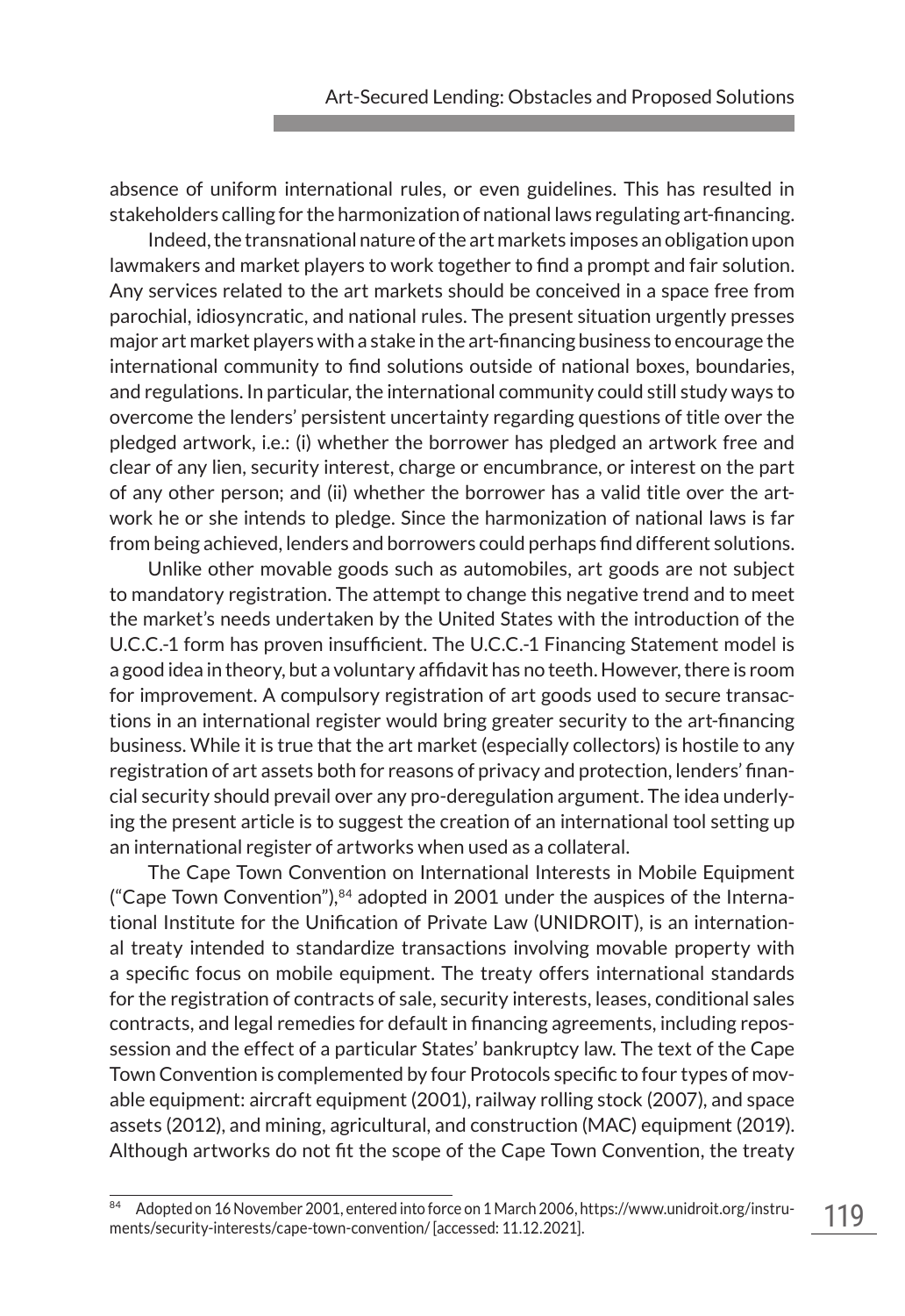absence of uniform international rules, or even guidelines. This has resulted in stakeholders calling for the harmonization of national laws regulating art-financing.

Indeed, the transnational nature of the art markets imposes an obligation upon lawmakers and market players to work together to find a prompt and fair solution. Any services related to the art markets should be conceived in a space free from parochial, idiosyncratic, and national rules. The present situation urgently presses major art market players with a stake in the art-financing business to encourage the international community to find solutions outside of national boxes, boundaries, and regulations. In particular, the international community could still study ways to overcome the lenders' persistent uncertainty regarding questions of title over the pledged artwork, i.e.: (i) whether the borrower has pledged an artwork free and clear of any lien, security interest, charge or encumbrance, or interest on the part of any other person; and (ii) whether the borrower has a valid title over the artwork he or she intends to pledge. Since the harmonization of national laws is far from being achieved, lenders and borrowers could perhaps find different solutions.

Unlike other movable goods such as automobiles, art goods are not subject to mandatory registration. The attempt to change this negative trend and to meet the market's needs undertaken by the United States with the introduction of the U.C.C.-1 form has proven insufficient. The U.C.C.-1 Financing Statement model is a good idea in theory, but a voluntary affidavit has no teeth. However, there is room for improvement. A compulsory registration of art goods used to secure transactions in an international register would bring greater security to the art-financing business. While it is true that the art market (especially collectors) is hostile to any registration of art assets both for reasons of privacy and protection, lenders' financial security should prevail over any pro-deregulation argument. The idea underlying the present article is to suggest the creation of an international tool setting up an international register of artworks when used as a collateral.

The Cape Town Convention on International Interests in Mobile Equipment ("Cape Town Convention"),[84] adopted in 2001 under the auspices of the International Institute for the Unification of Private Law (UNIDROIT), is an international treaty intended to standardize transactions involving movable property with a specific focus on mobile equipment. The treaty offers international standards for the registration of contracts of sale, security interests, leases, conditional sales contracts, and legal remedies for default in financing agreements, including repossession and the effect of a particular States' bankruptcy law. The text of the Cape Town Convention is complemented by four Protocols specific to four types of movable equipment: aircraft equipment (2001), railway rolling stock (2007), and space assets (2012), and mining, agricultural, and construction (MAC) equipment (2019). Although artworks do not fit the scope of the Cape Town Convention, the treaty

---

[84] Adopted on 16 November 2001, entered into force on 1 March 2006, https://www.unidroit.org/instruments/security-interests/cape-town-convention/ [accessed: 11.12.2021].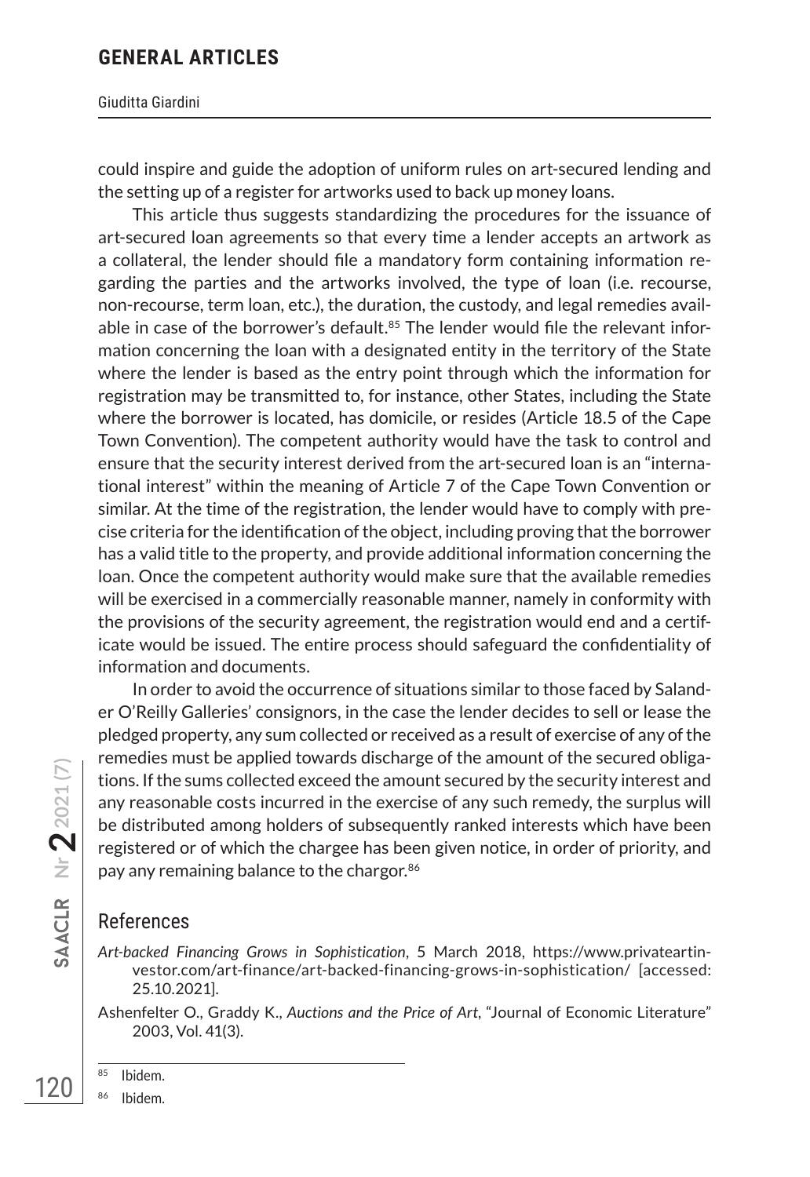could inspire and guide the adoption of uniform rules on art-secured lending and the setting up of a register for artworks used to back up money loans.

This article thus suggests standardizing the procedures for the issuance of art-secured loan agreements so that every time a lender accepts an artwork as a collateral, the lender should file a mandatory form containing information regarding the parties and the artworks involved, the type of loan (i.e. recourse, non-recourse, term loan, etc.), the duration, the custody, and legal remedies available in case of the borrower's default.[85] The lender would file the relevant information concerning the loan with a designated entity in the territory of the State where the lender is based as the entry point through which the information for registration may be transmitted to, for instance, other States, including the State where the borrower is located, has domicile, or resides (Article 18.5 of the Cape Town Convention). The competent authority would have the task to control and ensure that the security interest derived from the art-secured loan is an "international interest" within the meaning of Article 7 of the Cape Town Convention or similar. At the time of the registration, the lender would have to comply with precise criteria for the identification of the object, including proving that the borrower has a valid title to the property, and provide additional information concerning the loan. Once the competent authority would make sure that the available remedies will be exercised in a commercially reasonable manner, namely in conformity with the provisions of the security agreement, the registration would end and a certificate would be issued. The entire process should safeguard the confidentiality of information and documents.

In order to avoid the occurrence of situations similar to those faced by Salander O'Reilly Galleries' consignors, in the case the lender decides to sell or lease the pledged property, any sum collected or received as a result of exercise of any of the remedies must be applied towards discharge of the amount of the secured obligations. If the sums collected exceed the amount secured by the security interest and any reasonable costs incurred in the exercise of any such remedy, the surplus will be distributed among holders of subsequently ranked interests which have been registered or of which the chargee has been given notice, in order of priority, and pay any remaining balance to the chargor.[86]

## References

*Art-backed Financing Grows in Sophistication*, 5 March 2018, https://www.privateartinvestor.com/art-finance/art-backed-financing-grows-in-sophistication/ [accessed: 25.10.2021].

Ashenfelter O., Graddy K., *Auctions and the Price of Art*, "Journal of Economic Literature" 2003, Vol. 41(3).

---

[85] Ibidem.

[86] Ibidem.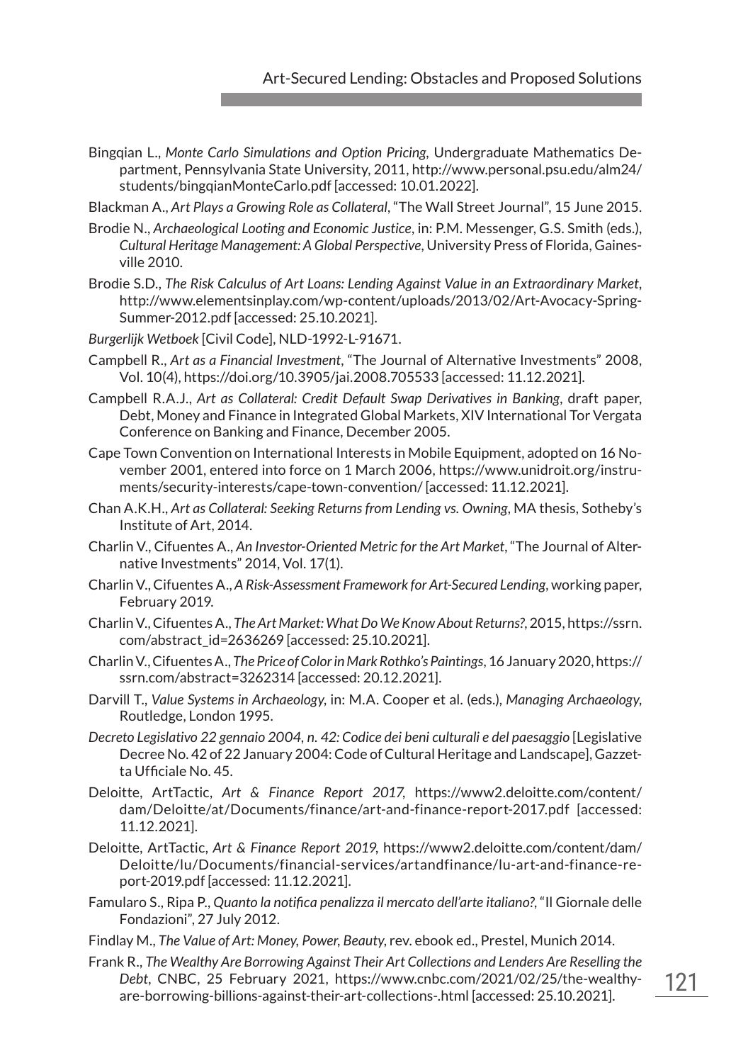Bingqian L., *Monte Carlo Simulations and Option Pricing*, Undergraduate Mathematics Department, Pennsylvania State University, 2011, http://www.personal.psu.edu/alm24/students/bingqianMonteCarlo.pdf [accessed: 10.01.2022].

Blackman A., *Art Plays a Growing Role as Collateral*, "The Wall Street Journal", 15 June 2015.

Brodie N., *Archaeological Looting and Economic Justice*, in: P.M. Messenger, G.S. Smith (eds.), *Cultural Heritage Management: A Global Perspective*, University Press of Florida, Gainesville 2010.

Brodie S.D., *The Risk Calculus of Art Loans: Lending Against Value in an Extraordinary Market*, http://www.elementsinplay.com/wp-content/uploads/2013/02/Art-Avocacy-Spring-Summer-2012.pdf [accessed: 25.10.2021].

*Burgerlijk Wetboek* [Civil Code], NLD-1992-L-91671.

Campbell R., *Art as a Financial Investment*, "The Journal of Alternative Investments" 2008, Vol. 10(4), https://doi.org/10.3905/jai.2008.705533 [accessed: 11.12.2021].

Campbell R.A.J., *Art as Collateral: Credit Default Swap Derivatives in Banking*, draft paper, Debt, Money and Finance in Integrated Global Markets, XIV International Tor Vergata Conference on Banking and Finance, December 2005.

Cape Town Convention on International Interests in Mobile Equipment, adopted on 16 November 2001, entered into force on 1 March 2006, https://www.unidroit.org/instruments/security-interests/cape-town-convention/ [accessed: 11.12.2021].

Chan A.K.H., *Art as Collateral: Seeking Returns from Lending vs. Owning*, MA thesis, Sotheby's Institute of Art, 2014.

Charlin V., Cifuentes A., *An Investor-Oriented Metric for the Art Market*, "The Journal of Alternative Investments" 2014, Vol. 17(1).

Charlin V., Cifuentes A., *A Risk-Assessment Framework for Art-Secured Lending*, working paper, February 2019.

Charlin V., Cifuentes A., *The Art Market: What Do We Know About Returns?*, 2015, https://ssrn.com/abstract_id=2636269 [accessed: 25.10.2021].

Charlin V., Cifuentes A., *The Price of Color in Mark Rothko's Paintings*, 16 January 2020, https://ssrn.com/abstract=3262314 [accessed: 20.12.2021].

Darvill T., *Value Systems in Archaeology*, in: M.A. Cooper et al. (eds.), *Managing Archaeology*, Routledge, London 1995.

*Decreto Legislativo 22 gennaio 2004, n. 42: Codice dei beni culturali e del paesaggio* [Legislative Decree No. 42 of 22 January 2004: Code of Cultural Heritage and Landscape], Gazzetta Ufficiale No. 45.

Deloitte, ArtTactic, *Art & Finance Report 2017*, https://www2.deloitte.com/content/dam/Deloitte/at/Documents/finance/art-and-finance-report-2017.pdf [accessed: 11.12.2021].

Deloitte, ArtTactic, *Art & Finance Report 2019*, https://www2.deloitte.com/content/dam/Deloitte/lu/Documents/financial-services/artandfinance/lu-art-and-finance-report-2019.pdf [accessed: 11.12.2021].

Famularo S., Ripa P., *Quanto la notifica penalizza il mercato dell'arte italiano?*, "Il Giornale delle Fondazioni", 27 July 2012.

Findlay M., *The Value of Art: Money, Power, Beauty*, rev. ebook ed., Prestel, Munich 2014.

Frank R., *The Wealthy Are Borrowing Against Their Art Collections and Lenders Are Reselling the Debt*, CNBC, 25 February 2021, https://www.cnbc.com/2021/02/25/the-wealthy-are-borrowing-billions-against-their-art-collections-.html [accessed: 25.10.2021].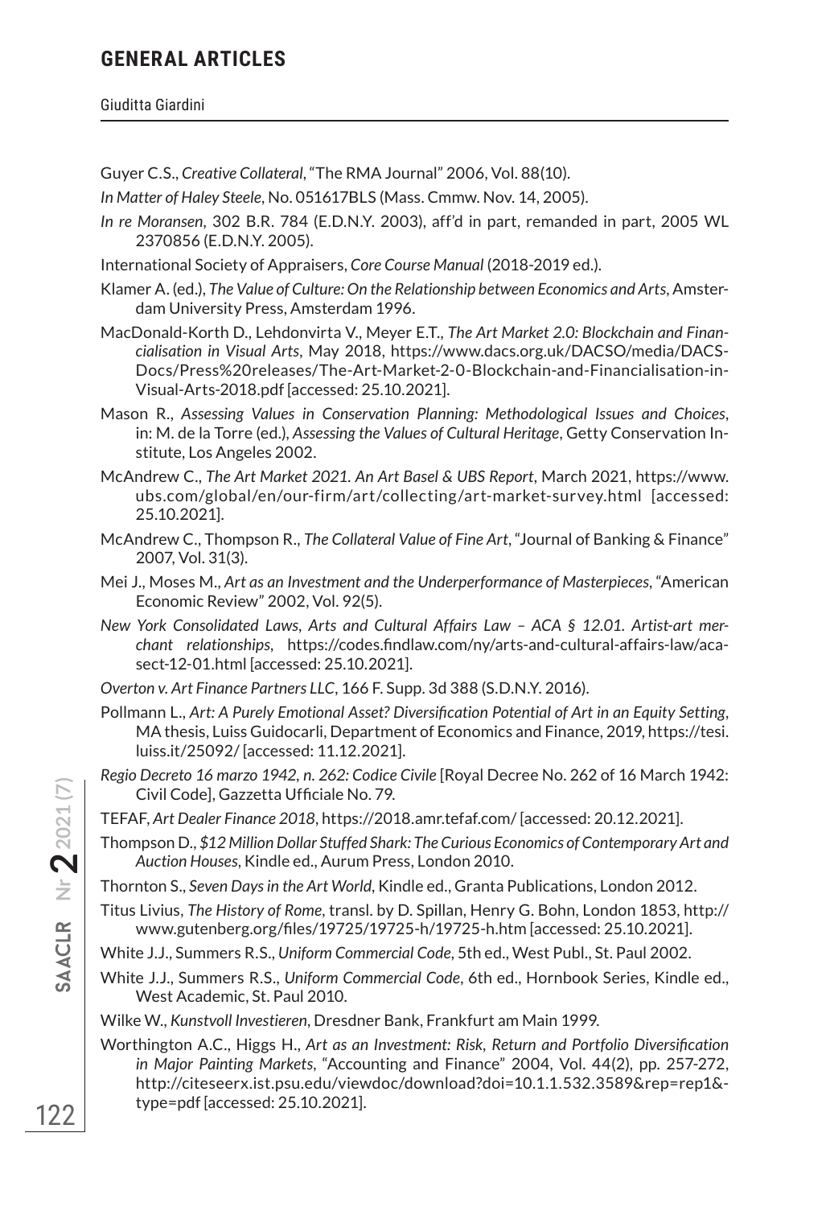Guyer C.S., *Creative Collateral*, "The RMA Journal" 2006, Vol. 88(10).

*In Matter of Haley Steele*, No. 051617BLS (Mass. Cmmw. Nov. 14, 2005).

*In re Moransen*, 302 B.R. 784 (E.D.N.Y. 2003), aff'd in part, remanded in part, 2005 WL 2370856 (E.D.N.Y. 2005).

International Society of Appraisers, *Core Course Manual* (2018-2019 ed.).

Klamer A. (ed.), *The Value of Culture: On the Relationship between Economics and Arts*, Amsterdam University Press, Amsterdam 1996.

MacDonald-Korth D., Lehdonvirta V., Meyer E.T., *The Art Market 2.0: Blockchain and Financialisation in Visual Arts*, May 2018, https://www.dacs.org.uk/DACSO/media/DACSDocs/Press%20releases/The-Art-Market-2-0-Blockchain-and-Financialisation-in-Visual-Arts-2018.pdf [accessed: 25.10.2021].

Mason R., *Assessing Values in Conservation Planning: Methodological Issues and Choices*, in: M. de la Torre (ed.), *Assessing the Values of Cultural Heritage*, Getty Conservation Institute, Los Angeles 2002.

McAndrew C., *The Art Market 2021. An Art Basel & UBS Report*, March 2021, https://www.ubs.com/global/en/our-firm/art/collecting/art-market-survey.html [accessed: 25.10.2021].

McAndrew C., Thompson R., *The Collateral Value of Fine Art*, "Journal of Banking & Finance" 2007, Vol. 31(3).

Mei J., Moses M., *Art as an Investment and the Underperformance of Masterpieces*, "American Economic Review" 2002, Vol. 92(5).

*New York Consolidated Laws, Arts and Cultural Affairs Law – ACA § 12.01. Artist-art merchant relationships*, https://codes.findlaw.com/ny/arts-and-cultural-affairs-law/aca-sect-12-01.html [accessed: 25.10.2021].

*Overton v. Art Finance Partners LLC*, 166 F. Supp. 3d 388 (S.D.N.Y. 2016).

Pollmann L., *Art: A Purely Emotional Asset? Diversification Potential of Art in an Equity Setting*, MA thesis, Luiss Guidocarli, Department of Economics and Finance, 2019, https://tesi.luiss.it/25092/ [accessed: 11.12.2021].

*Regio Decreto 16 marzo 1942, n. 262: Codice Civile* [Royal Decree No. 262 of 16 March 1942: Civil Code], Gazzetta Ufficiale No. 79.

TEFAF, *Art Dealer Finance 2018*, https://2018.amr.tefaf.com/ [accessed: 20.12.2021].

Thompson D., *$12 Million Dollar Stuffed Shark: The Curious Economics of Contemporary Art and Auction Houses*, Kindle ed., Aurum Press, London 2010.

Thornton S., *Seven Days in the Art World*, Kindle ed., Granta Publications, London 2012.

Titus Livius, *The History of Rome*, transl. by D. Spillan, Henry G. Bohn, London 1853, http://www.gutenberg.org/files/19725/19725-h/19725-h.htm [accessed: 25.10.2021].

White J.J., Summers R.S., *Uniform Commercial Code*, 5th ed., West Publ., St. Paul 2002.

White J.J., Summers R.S., *Uniform Commercial Code*, 6th ed., Hornbook Series, Kindle ed., West Academic, St. Paul 2010.

Wilke W., *Kunstvoll Investieren*, Dresdner Bank, Frankfurt am Main 1999.

Worthington A.C., Higgs H., *Art as an Investment: Risk, Return and Portfolio Diversification in Major Painting Markets*, "Accounting and Finance" 2004, Vol. 44(2), pp. 257-272, http://citeseerx.ist.psu.edu/viewdoc/download?doi=10.1.1.532.3589&rep=rep1&type=pdf [accessed: 25.10.2021].